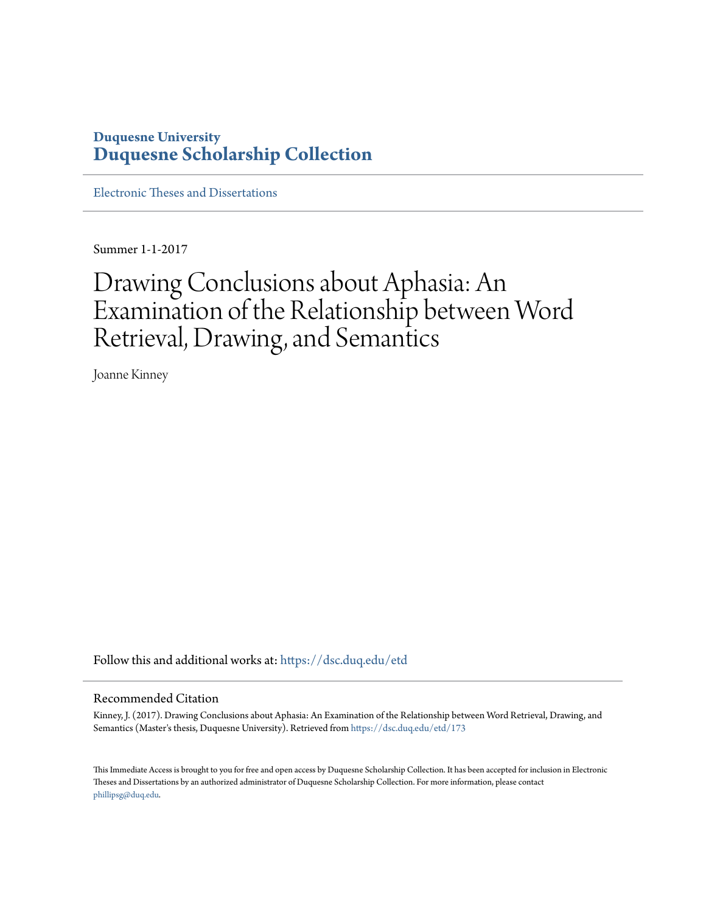**Duquesne University**
**Duquesne Scholarship Collection**

Electronic Theses and Dissertations

Summer 1-1-2017

# Drawing Conclusions about Aphasia: An Examination of the Relationship between Word Retrieval, Drawing, and Semantics

Joanne Kinney

Follow this and additional works at: https://dsc.duq.edu/etd

## Recommended Citation

Kinney, J. (2017). Drawing Conclusions about Aphasia: An Examination of the Relationship between Word Retrieval, Drawing, and Semantics (Master's thesis, Duquesne University). Retrieved from https://dsc.duq.edu/etd/173

This Immediate Access is brought to you for free and open access by Duquesne Scholarship Collection. It has been accepted for inclusion in Electronic Theses and Dissertations by an authorized administrator of Duquesne Scholarship Collection. For more information, please contact phillipsg@duq.edu.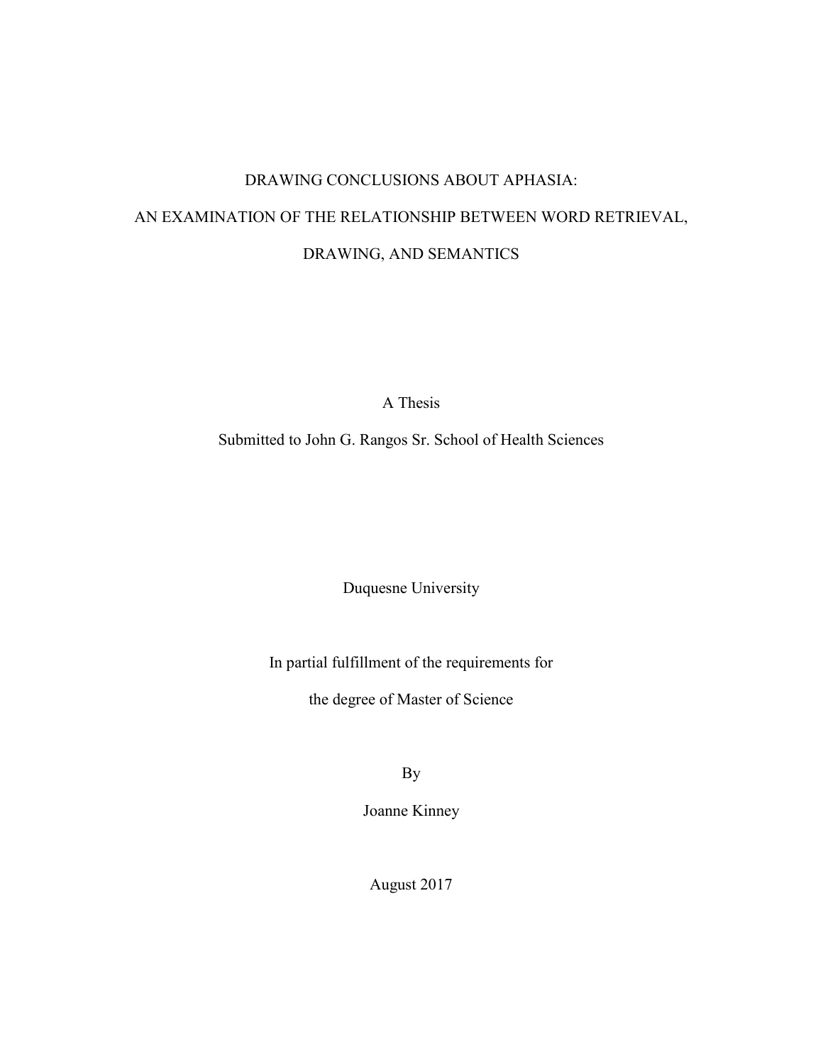# DRAWING CONCLUSIONS ABOUT APHASIA:

# AN EXAMINATION OF THE RELATIONSHIP BETWEEN WORD RETRIEVAL, DRAWING, AND SEMANTICS

A Thesis

Submitted to John G. Rangos Sr. School of Health Sciences

Duquesne University

In partial fulfillment of the requirements for

the degree of Master of Science

By

Joanne Kinney

August 2017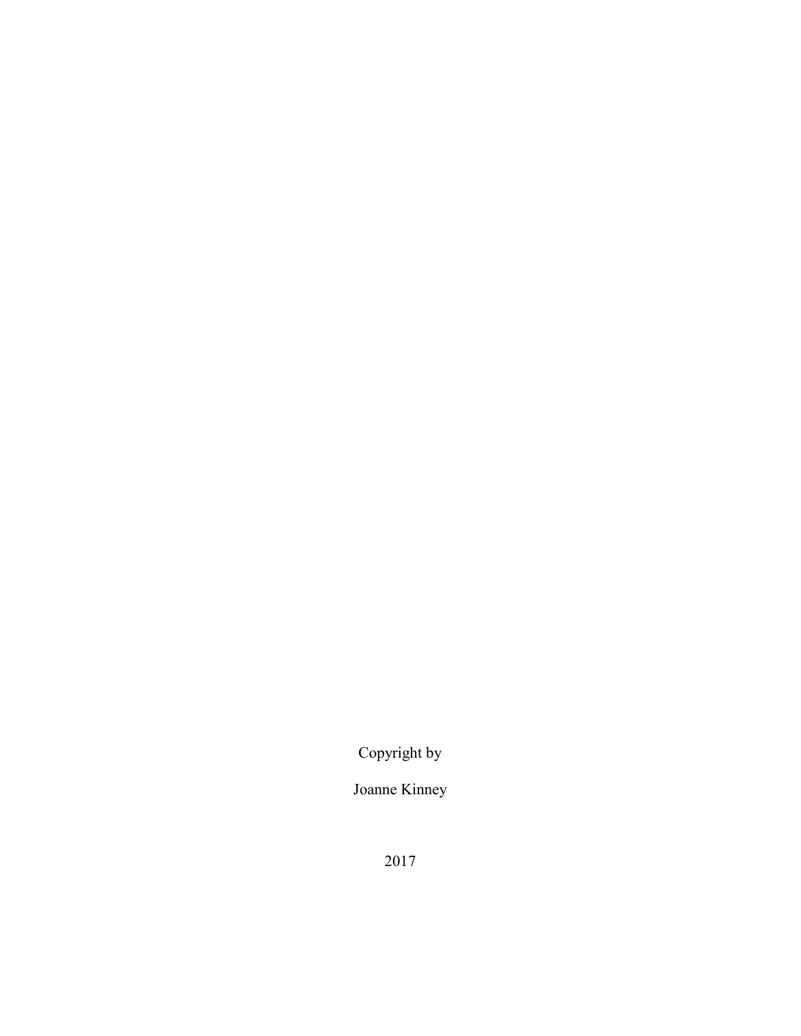Copyright by

Joanne Kinney

2017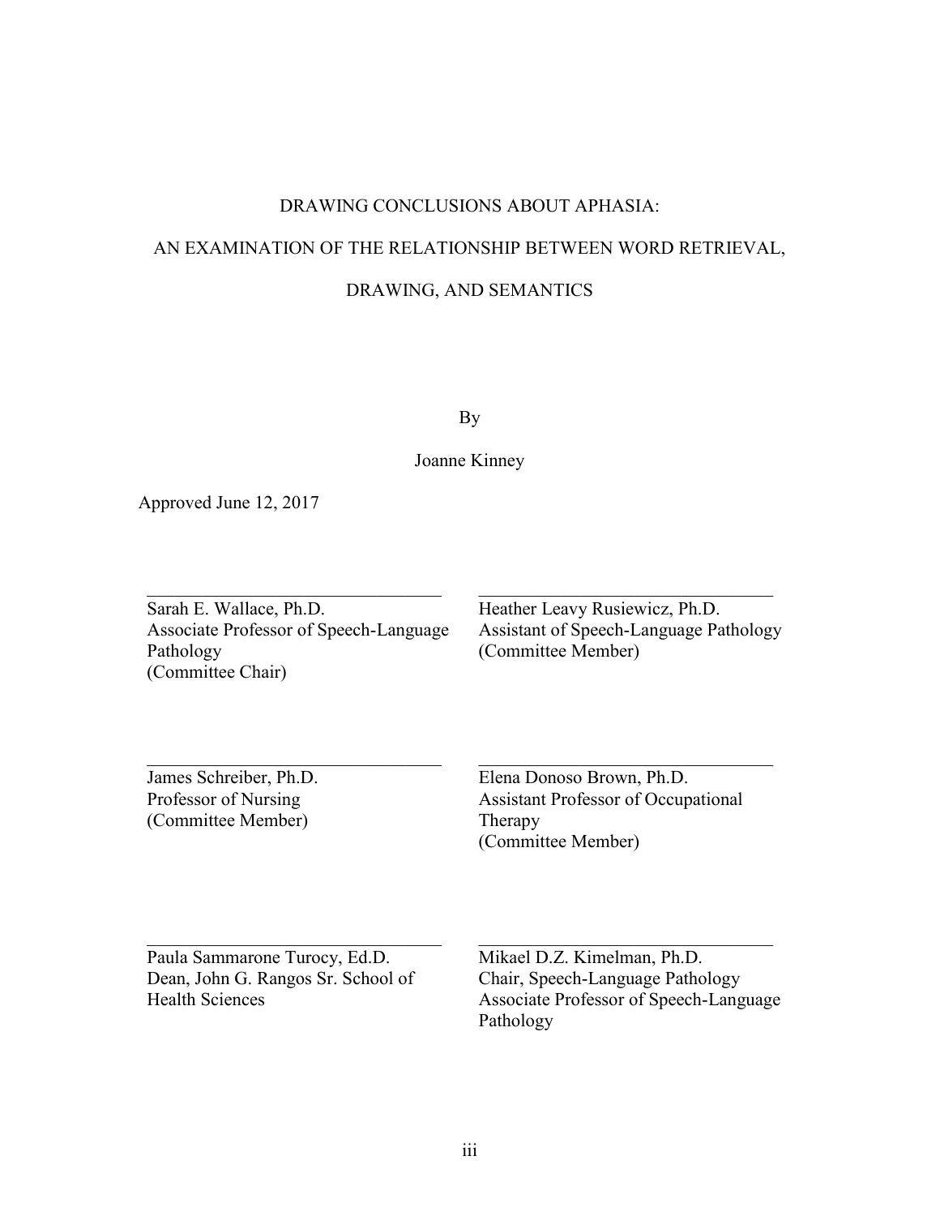DRAWING CONCLUSIONS ABOUT APHASIA:

AN EXAMINATION OF THE RELATIONSHIP BETWEEN WORD RETRIEVAL,

DRAWING, AND SEMANTICS

By

Joanne Kinney

Approved June 12, 2017

Sarah E. Wallace, Ph.D.
Associate Professor of Speech-Language Pathology
(Committee Chair)

Heather Leavy Rusiewicz, Ph.D.
Assistant of Speech-Language Pathology
(Committee Member)

James Schreiber, Ph.D.
Professor of Nursing
(Committee Member)

Elena Donoso Brown, Ph.D.
Assistant Professor of Occupational Therapy
(Committee Member)

Paula Sammarone Turocy, Ed.D.
Dean, John G. Rangos Sr. School of Health Sciences

Mikael D.Z. Kimelman, Ph.D.
Chair, Speech-Language Pathology
Associate Professor of Speech-Language Pathology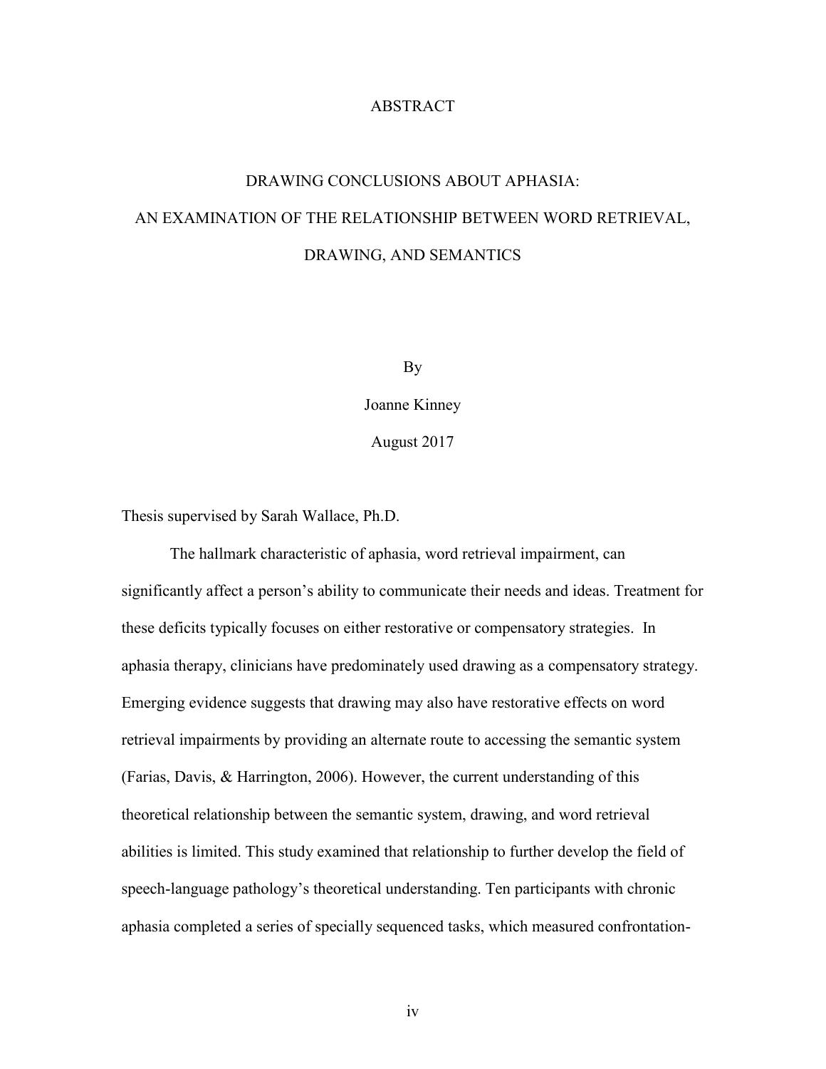# ABSTRACT

## DRAWING CONCLUSIONS ABOUT APHASIA:
## AN EXAMINATION OF THE RELATIONSHIP BETWEEN WORD RETRIEVAL, DRAWING, AND SEMANTICS

By

Joanne Kinney

August 2017

Thesis supervised by Sarah Wallace, Ph.D.

The hallmark characteristic of aphasia, word retrieval impairment, can significantly affect a person's ability to communicate their needs and ideas. Treatment for these deficits typically focuses on either restorative or compensatory strategies. In aphasia therapy, clinicians have predominately used drawing as a compensatory strategy. Emerging evidence suggests that drawing may also have restorative effects on word retrieval impairments by providing an alternate route to accessing the semantic system (Farias, Davis, & Harrington, 2006). However, the current understanding of this theoretical relationship between the semantic system, drawing, and word retrieval abilities is limited. This study examined that relationship to further develop the field of speech-language pathology's theoretical understanding. Ten participants with chronic aphasia completed a series of specially sequenced tasks, which measured confrontation-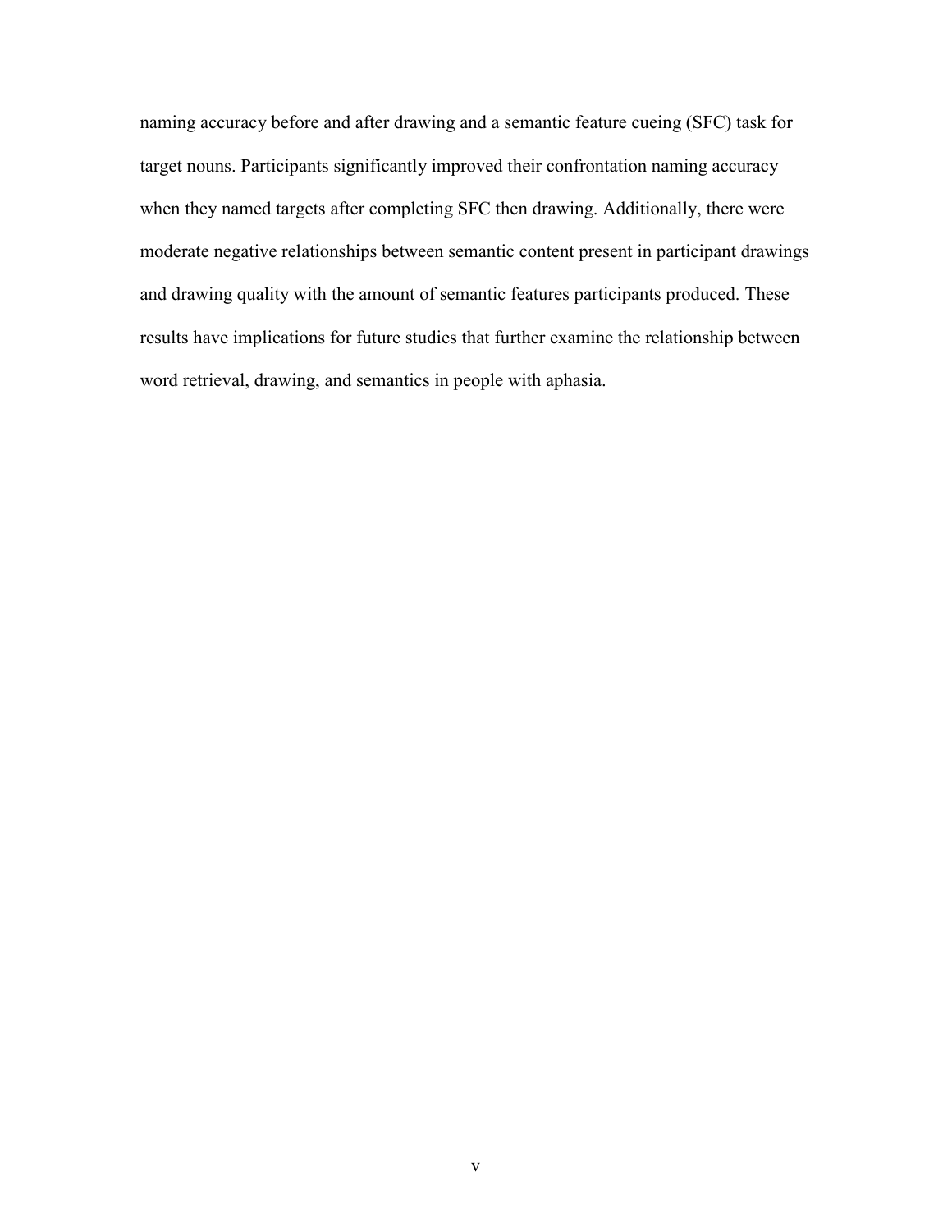naming accuracy before and after drawing and a semantic feature cueing (SFC) task for target nouns. Participants significantly improved their confrontation naming accuracy when they named targets after completing SFC then drawing. Additionally, there were moderate negative relationships between semantic content present in participant drawings and drawing quality with the amount of semantic features participants produced. These results have implications for future studies that further examine the relationship between word retrieval, drawing, and semantics in people with aphasia.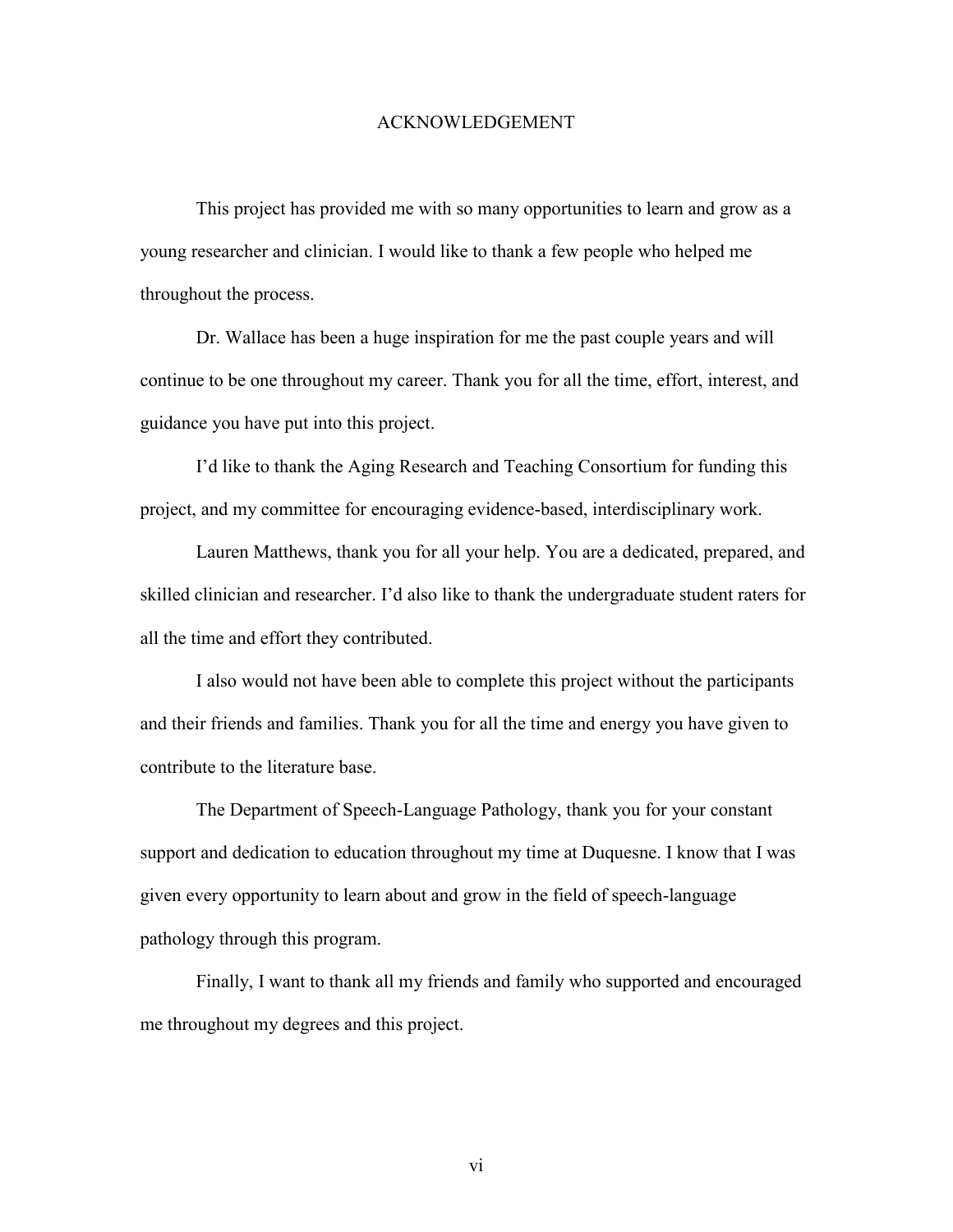# ACKNOWLEDGEMENT

This project has provided me with so many opportunities to learn and grow as a young researcher and clinician. I would like to thank a few people who helped me throughout the process.

Dr. Wallace has been a huge inspiration for me the past couple years and will continue to be one throughout my career. Thank you for all the time, effort, interest, and guidance you have put into this project.

I'd like to thank the Aging Research and Teaching Consortium for funding this project, and my committee for encouraging evidence-based, interdisciplinary work.

Lauren Matthews, thank you for all your help. You are a dedicated, prepared, and skilled clinician and researcher. I'd also like to thank the undergraduate student raters for all the time and effort they contributed.

I also would not have been able to complete this project without the participants and their friends and families. Thank you for all the time and energy you have given to contribute to the literature base.

The Department of Speech-Language Pathology, thank you for your constant support and dedication to education throughout my time at Duquesne. I know that I was given every opportunity to learn about and grow in the field of speech-language pathology through this program.

Finally, I want to thank all my friends and family who supported and encouraged me throughout my degrees and this project.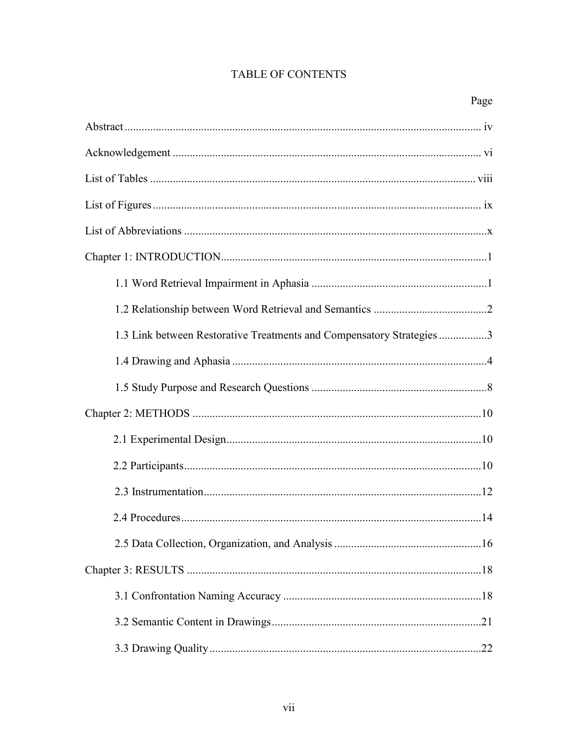# TABLE OF CONTENTS

| | Page |
|---|---|
| Abstract | iv |
| Acknowledgement | vi |
| List of Tables | viii |
| List of Figures | ix |
| List of Abbreviations | x |
| Chapter 1: INTRODUCTION | 1 |
| 1.1 Word Retrieval Impairment in Aphasia | 1 |
| 1.2 Relationship between Word Retrieval and Semantics | 2 |
| 1.3 Link between Restorative Treatments and Compensatory Strategies | 3 |
| 1.4 Drawing and Aphasia | 4 |
| 1.5 Study Purpose and Research Questions | 8 |
| Chapter 2: METHODS | 10 |
| 2.1 Experimental Design | 10 |
| 2.2 Participants | 10 |
| 2.3 Instrumentation | 12 |
| 2.4 Procedures | 14 |
| 2.5 Data Collection, Organization, and Analysis | 16 |
| Chapter 3: RESULTS | 18 |
| 3.1 Confrontation Naming Accuracy | 18 |
| 3.2 Semantic Content in Drawings | 21 |
| 3.3 Drawing Quality | 22 |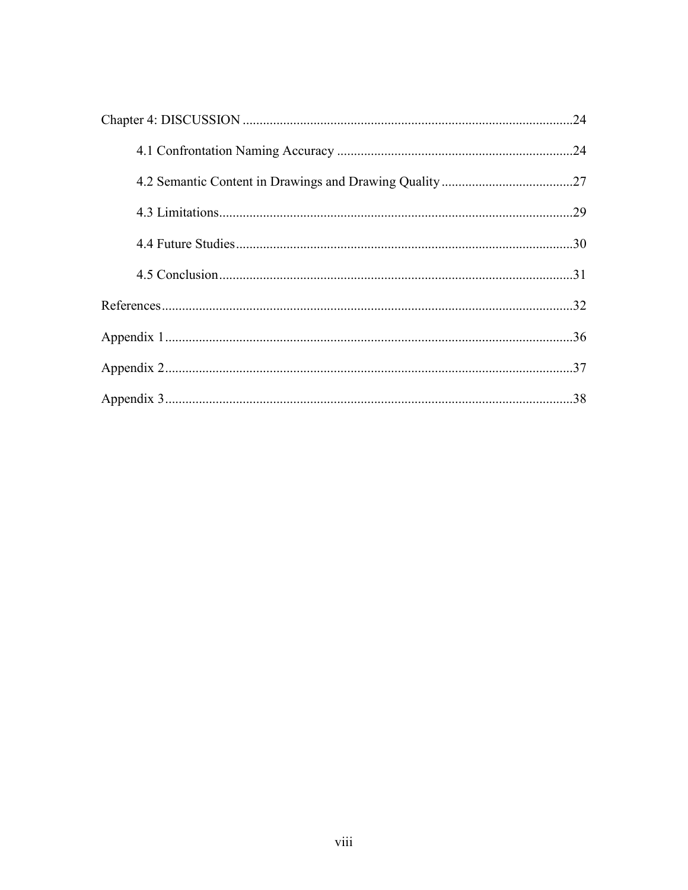Chapter 4: DISCUSSION .....24

4.1 Confrontation Naming Accuracy .....24

4.2 Semantic Content in Drawings and Drawing Quality .....27

4.3 Limitations.....29

4.4 Future Studies.....30

4.5 Conclusion.....31

References.....32

Appendix 1.....36

Appendix 2.....37

Appendix 3.....38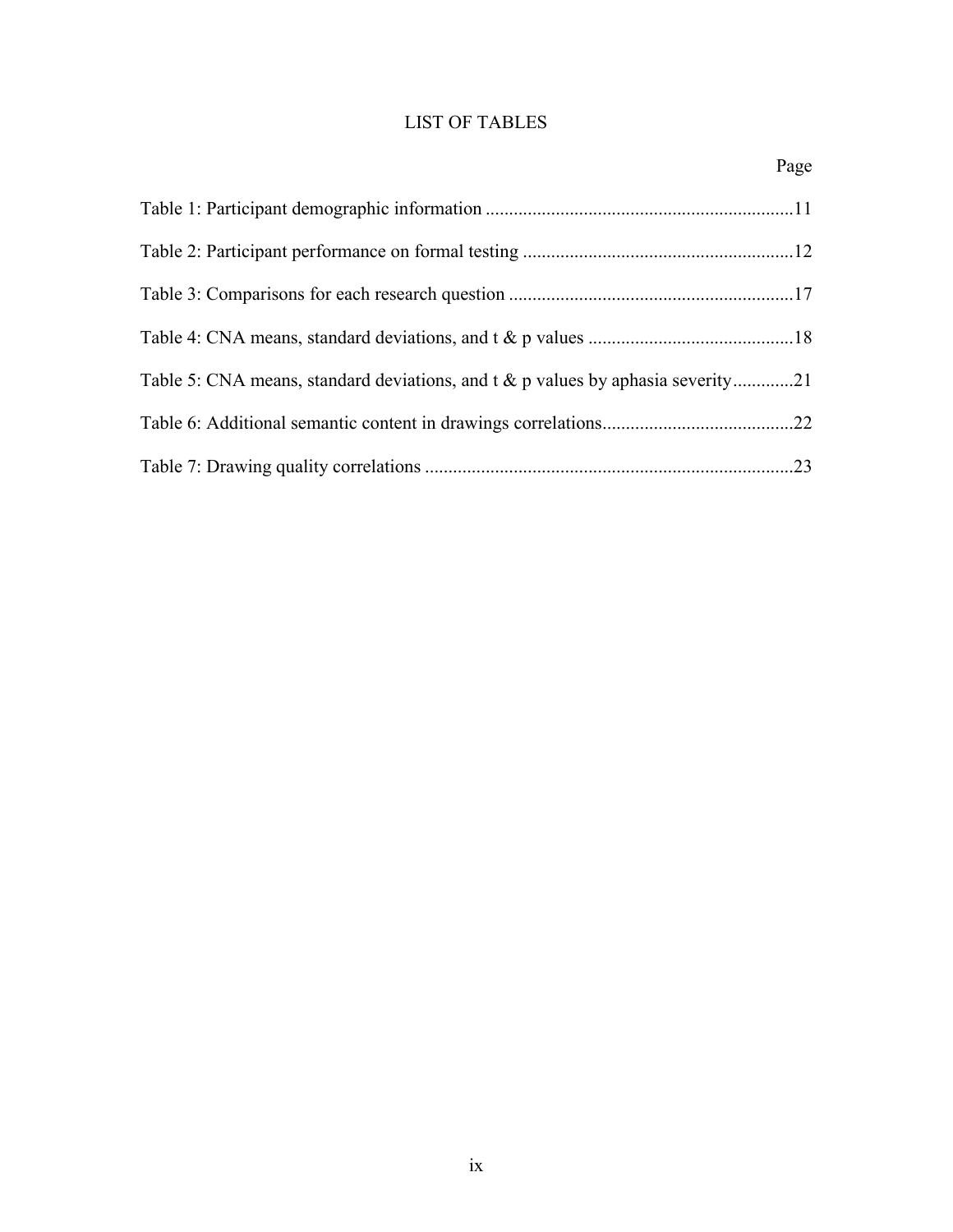# LIST OF TABLES

| | Page |
|---|---|
| Table 1: Participant demographic information | 11 |
| Table 2: Participant performance on formal testing | 12 |
| Table 3: Comparisons for each research question | 17 |
| Table 4: CNA means, standard deviations, and t & p values | 18 |
| Table 5: CNA means, standard deviations, and t & p values by aphasia severity | 21 |
| Table 6: Additional semantic content in drawings correlations | 22 |
| Table 7: Drawing quality correlations | 23 |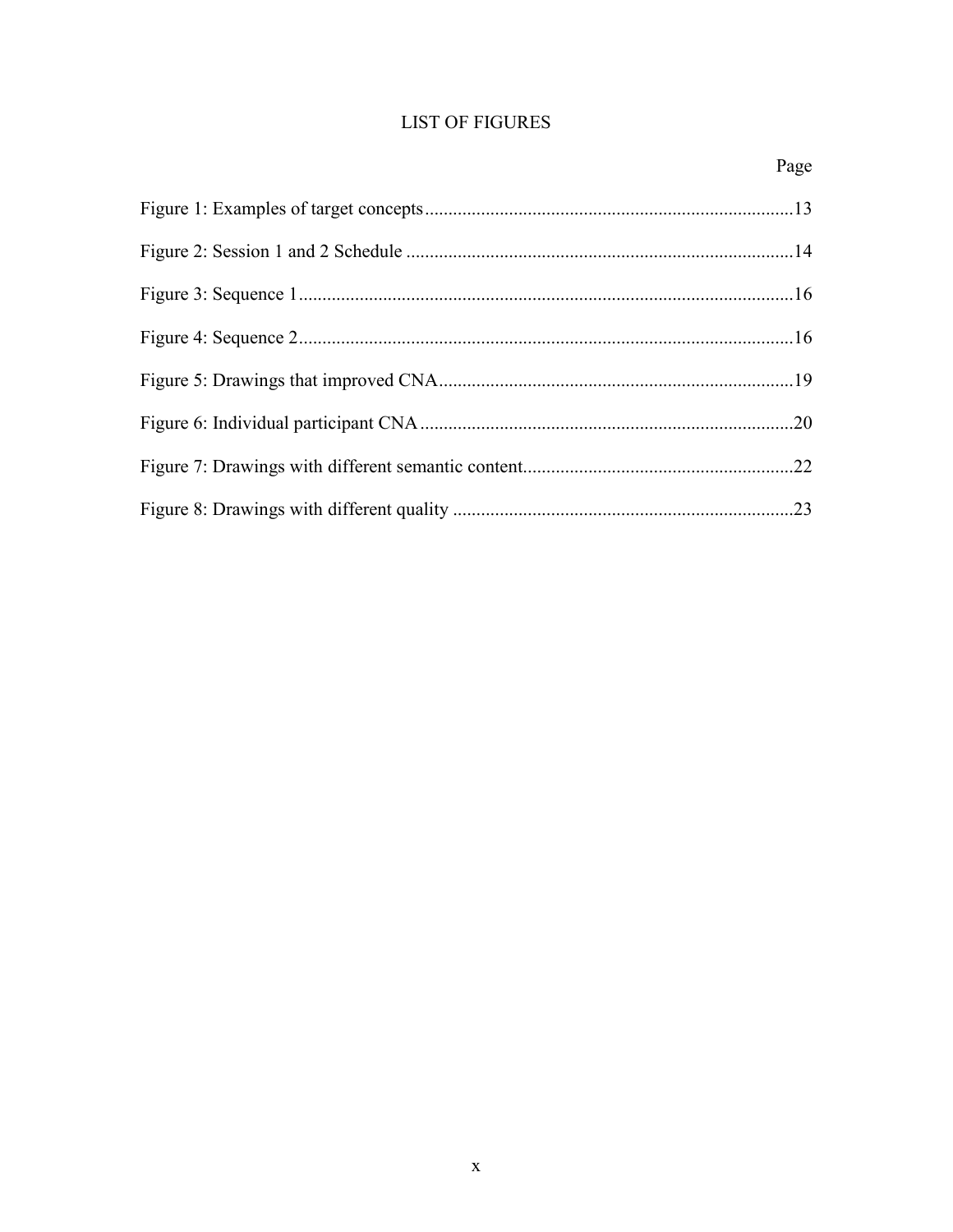# LIST OF FIGURES

| | Page |
|---|---|
| Figure 1: Examples of target concepts | 13 |
| Figure 2: Session 1 and 2 Schedule | 14 |
| Figure 3: Sequence 1 | 16 |
| Figure 4: Sequence 2 | 16 |
| Figure 5: Drawings that improved CNA | 19 |
| Figure 6: Individual participant CNA | 20 |
| Figure 7: Drawings with different semantic content | 22 |
| Figure 8: Drawings with different quality | 23 |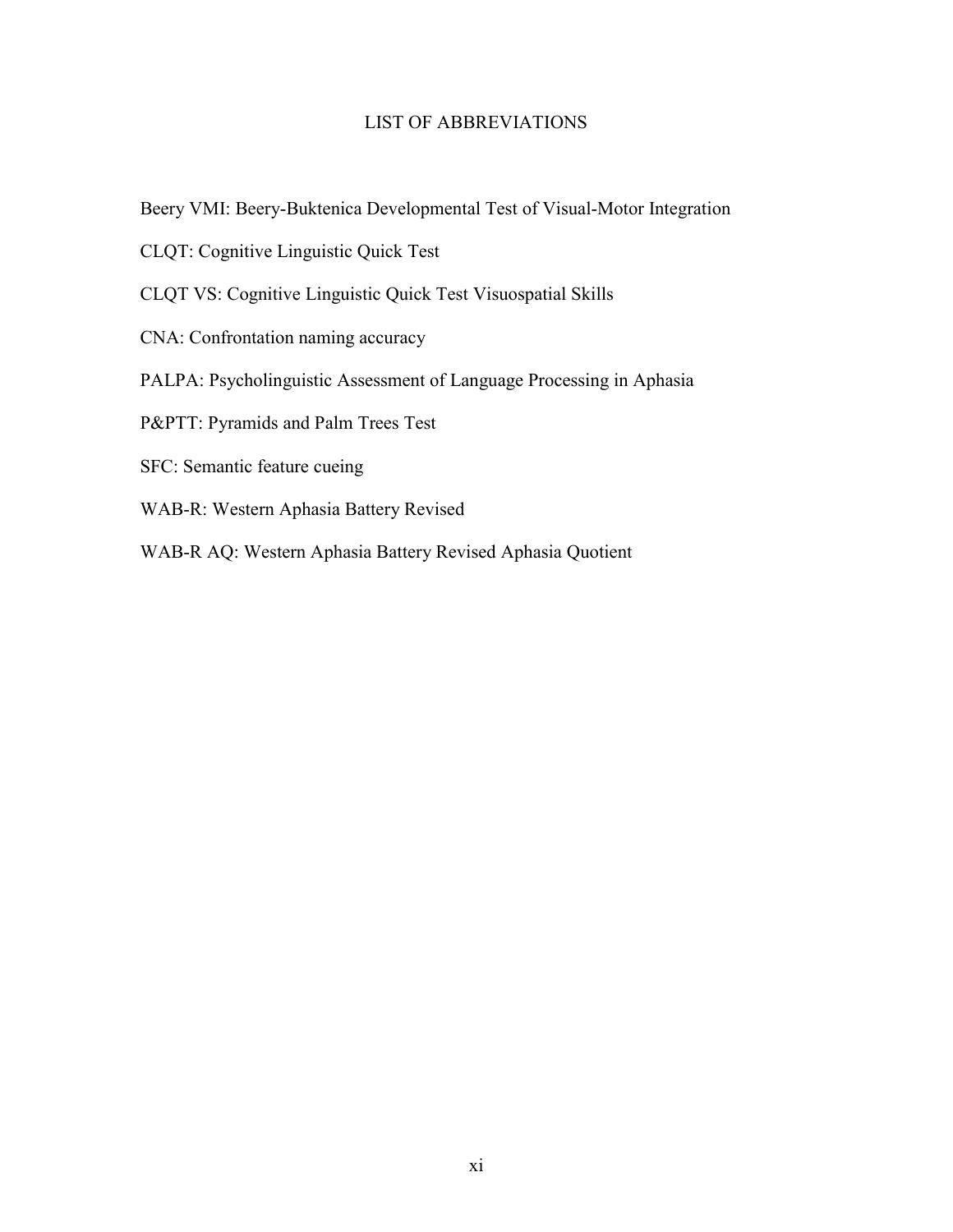# LIST OF ABBREVIATIONS

Beery VMI: Beery-Buktenica Developmental Test of Visual-Motor Integration

CLQT: Cognitive Linguistic Quick Test

CLQT VS: Cognitive Linguistic Quick Test Visuospatial Skills

CNA: Confrontation naming accuracy

PALPA: Psycholinguistic Assessment of Language Processing in Aphasia

P&PTT: Pyramids and Palm Trees Test

SFC: Semantic feature cueing

WAB-R: Western Aphasia Battery Revised

WAB-R AQ: Western Aphasia Battery Revised Aphasia Quotient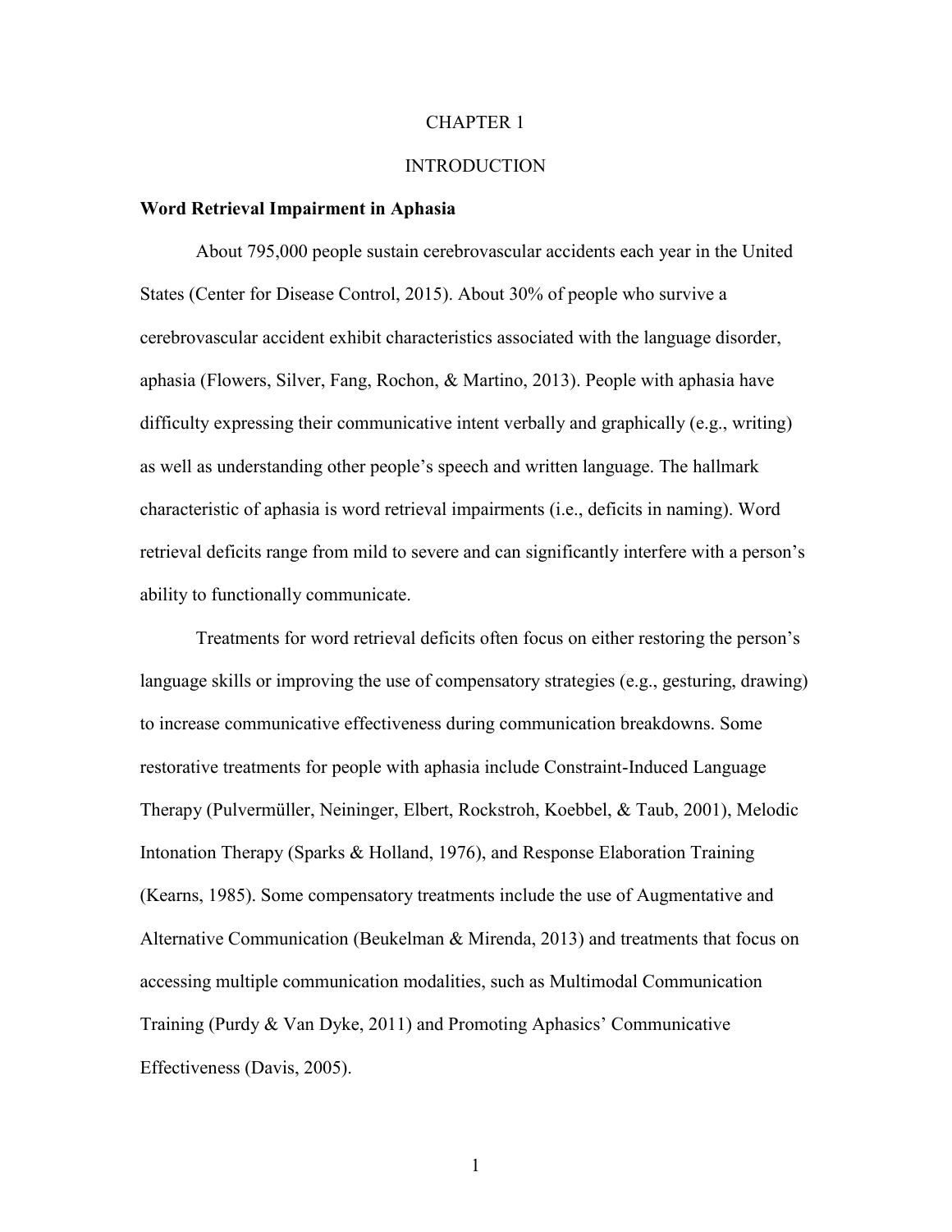# CHAPTER 1

# INTRODUCTION

## Word Retrieval Impairment in Aphasia

About 795,000 people sustain cerebrovascular accidents each year in the United States (Center for Disease Control, 2015). About 30% of people who survive a cerebrovascular accident exhibit characteristics associated with the language disorder, aphasia (Flowers, Silver, Fang, Rochon, & Martino, 2013). People with aphasia have difficulty expressing their communicative intent verbally and graphically (e.g., writing) as well as understanding other people's speech and written language. The hallmark characteristic of aphasia is word retrieval impairments (i.e., deficits in naming). Word retrieval deficits range from mild to severe and can significantly interfere with a person's ability to functionally communicate.

Treatments for word retrieval deficits often focus on either restoring the person's language skills or improving the use of compensatory strategies (e.g., gesturing, drawing) to increase communicative effectiveness during communication breakdowns. Some restorative treatments for people with aphasia include Constraint-Induced Language Therapy (Pulvermüller, Neininger, Elbert, Rockstroh, Koebbel, & Taub, 2001), Melodic Intonation Therapy (Sparks & Holland, 1976), and Response Elaboration Training (Kearns, 1985). Some compensatory treatments include the use of Augmentative and Alternative Communication (Beukelman & Mirenda, 2013) and treatments that focus on accessing multiple communication modalities, such as Multimodal Communication Training (Purdy & Van Dyke, 2011) and Promoting Aphasics' Communicative Effectiveness (Davis, 2005).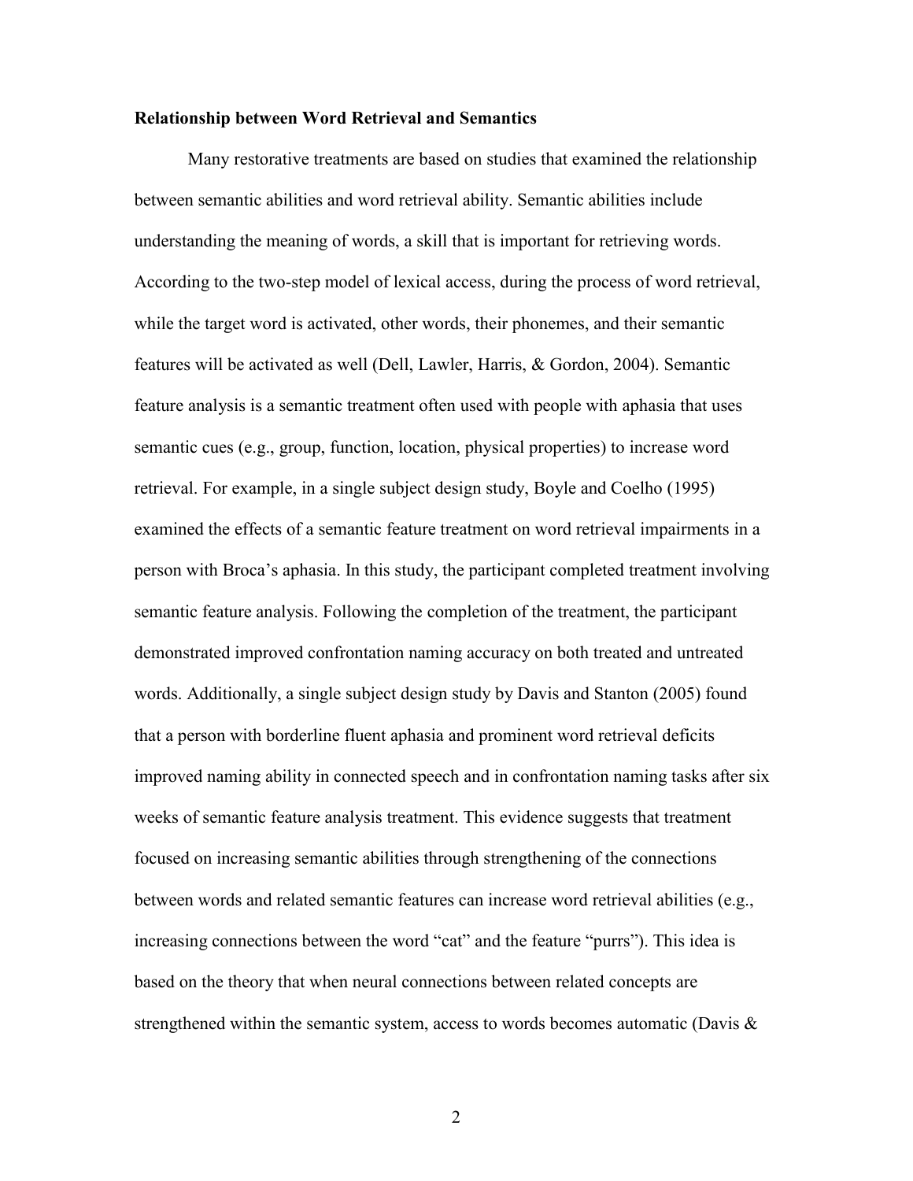**Relationship between Word Retrieval and Semantics**

Many restorative treatments are based on studies that examined the relationship between semantic abilities and word retrieval ability. Semantic abilities include understanding the meaning of words, a skill that is important for retrieving words. According to the two-step model of lexical access, during the process of word retrieval, while the target word is activated, other words, their phonemes, and their semantic features will be activated as well (Dell, Lawler, Harris, & Gordon, 2004). Semantic feature analysis is a semantic treatment often used with people with aphasia that uses semantic cues (e.g., group, function, location, physical properties) to increase word retrieval. For example, in a single subject design study, Boyle and Coelho (1995) examined the effects of a semantic feature treatment on word retrieval impairments in a person with Broca's aphasia. In this study, the participant completed treatment involving semantic feature analysis. Following the completion of the treatment, the participant demonstrated improved confrontation naming accuracy on both treated and untreated words. Additionally, a single subject design study by Davis and Stanton (2005) found that a person with borderline fluent aphasia and prominent word retrieval deficits improved naming ability in connected speech and in confrontation naming tasks after six weeks of semantic feature analysis treatment. This evidence suggests that treatment focused on increasing semantic abilities through strengthening of the connections between words and related semantic features can increase word retrieval abilities (e.g., increasing connections between the word "cat" and the feature "purrs"). This idea is based on the theory that when neural connections between related concepts are strengthened within the semantic system, access to words becomes automatic (Davis &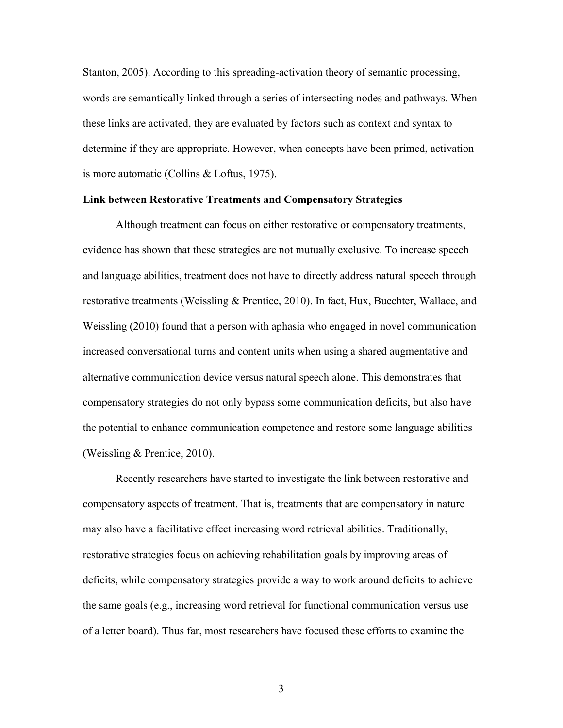Stanton, 2005). According to this spreading-activation theory of semantic processing, words are semantically linked through a series of intersecting nodes and pathways. When these links are activated, they are evaluated by factors such as context and syntax to determine if they are appropriate. However, when concepts have been primed, activation is more automatic (Collins & Loftus, 1975).

**Link between Restorative Treatments and Compensatory Strategies**

Although treatment can focus on either restorative or compensatory treatments, evidence has shown that these strategies are not mutually exclusive. To increase speech and language abilities, treatment does not have to directly address natural speech through restorative treatments (Weissling & Prentice, 2010). In fact, Hux, Buechter, Wallace, and Weissling (2010) found that a person with aphasia who engaged in novel communication increased conversational turns and content units when using a shared augmentative and alternative communication device versus natural speech alone. This demonstrates that compensatory strategies do not only bypass some communication deficits, but also have the potential to enhance communication competence and restore some language abilities (Weissling & Prentice, 2010).

Recently researchers have started to investigate the link between restorative and compensatory aspects of treatment. That is, treatments that are compensatory in nature may also have a facilitative effect increasing word retrieval abilities. Traditionally, restorative strategies focus on achieving rehabilitation goals by improving areas of deficits, while compensatory strategies provide a way to work around deficits to achieve the same goals (e.g., increasing word retrieval for functional communication versus use of a letter board). Thus far, most researchers have focused these efforts to examine the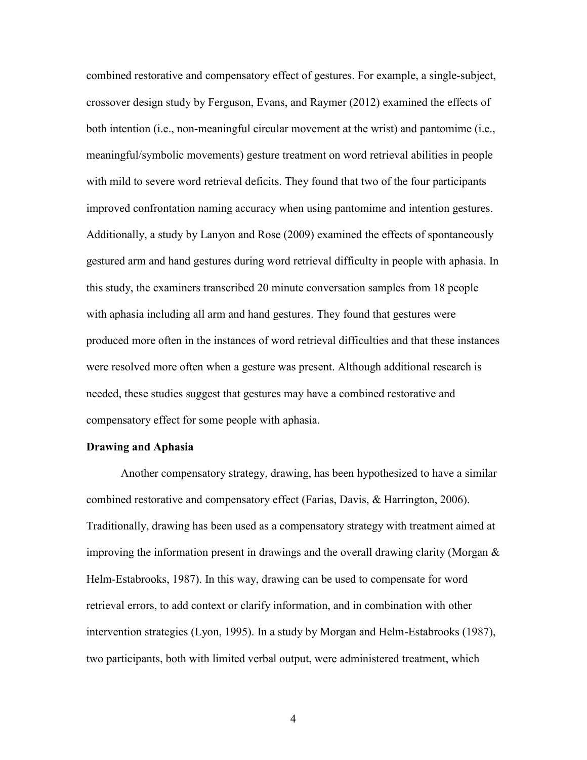combined restorative and compensatory effect of gestures. For example, a single-subject, crossover design study by Ferguson, Evans, and Raymer (2012) examined the effects of both intention (i.e., non-meaningful circular movement at the wrist) and pantomime (i.e., meaningful/symbolic movements) gesture treatment on word retrieval abilities in people with mild to severe word retrieval deficits. They found that two of the four participants improved confrontation naming accuracy when using pantomime and intention gestures. Additionally, a study by Lanyon and Rose (2009) examined the effects of spontaneously gestured arm and hand gestures during word retrieval difficulty in people with aphasia. In this study, the examiners transcribed 20 minute conversation samples from 18 people with aphasia including all arm and hand gestures. They found that gestures were produced more often in the instances of word retrieval difficulties and that these instances were resolved more often when a gesture was present. Although additional research is needed, these studies suggest that gestures may have a combined restorative and compensatory effect for some people with aphasia.

**Drawing and Aphasia**

Another compensatory strategy, drawing, has been hypothesized to have a similar combined restorative and compensatory effect (Farias, Davis, & Harrington, 2006). Traditionally, drawing has been used as a compensatory strategy with treatment aimed at improving the information present in drawings and the overall drawing clarity (Morgan & Helm-Estabrooks, 1987). In this way, drawing can be used to compensate for word retrieval errors, to add context or clarify information, and in combination with other intervention strategies (Lyon, 1995). In a study by Morgan and Helm-Estabrooks (1987), two participants, both with limited verbal output, were administered treatment, which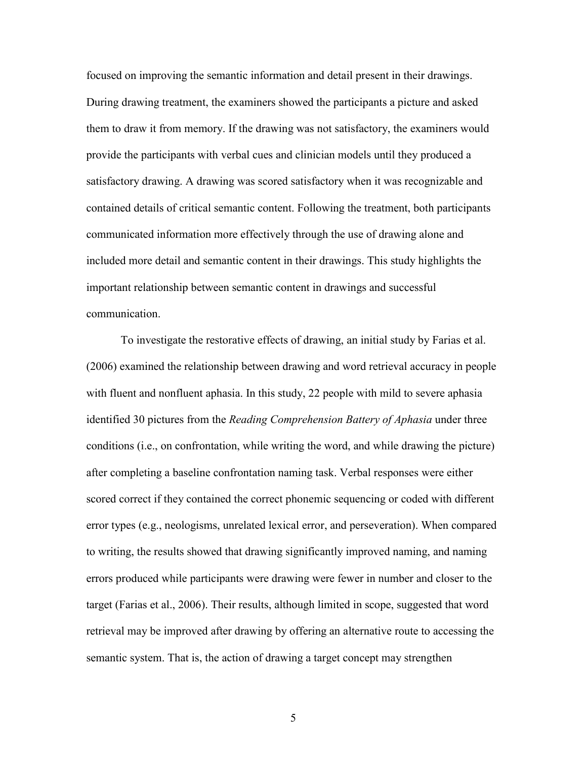focused on improving the semantic information and detail present in their drawings. During drawing treatment, the examiners showed the participants a picture and asked them to draw it from memory. If the drawing was not satisfactory, the examiners would provide the participants with verbal cues and clinician models until they produced a satisfactory drawing. A drawing was scored satisfactory when it was recognizable and contained details of critical semantic content. Following the treatment, both participants communicated information more effectively through the use of drawing alone and included more detail and semantic content in their drawings. This study highlights the important relationship between semantic content in drawings and successful communication.

To investigate the restorative effects of drawing, an initial study by Farias et al. (2006) examined the relationship between drawing and word retrieval accuracy in people with fluent and nonfluent aphasia. In this study, 22 people with mild to severe aphasia identified 30 pictures from the *Reading Comprehension Battery of Aphasia* under three conditions (i.e., on confrontation, while writing the word, and while drawing the picture) after completing a baseline confrontation naming task. Verbal responses were either scored correct if they contained the correct phonemic sequencing or coded with different error types (e.g., neologisms, unrelated lexical error, and perseveration). When compared to writing, the results showed that drawing significantly improved naming, and naming errors produced while participants were drawing were fewer in number and closer to the target (Farias et al., 2006). Their results, although limited in scope, suggested that word retrieval may be improved after drawing by offering an alternative route to accessing the semantic system. That is, the action of drawing a target concept may strengthen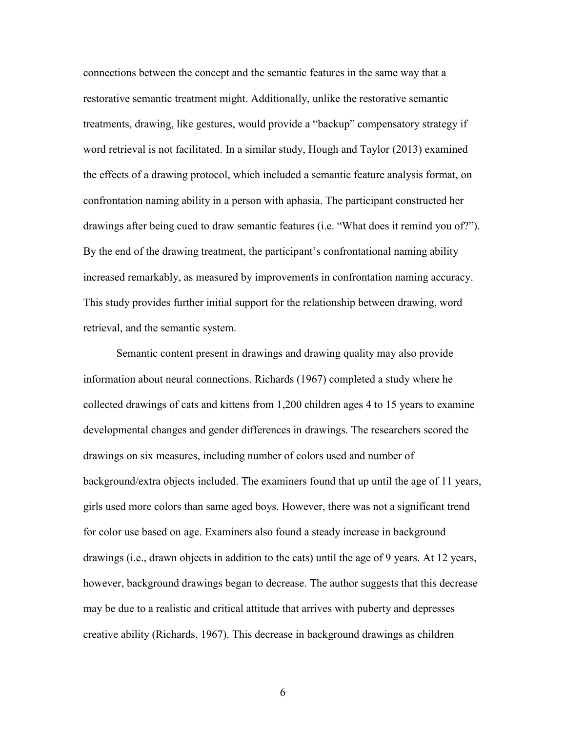connections between the concept and the semantic features in the same way that a restorative semantic treatment might. Additionally, unlike the restorative semantic treatments, drawing, like gestures, would provide a "backup" compensatory strategy if word retrieval is not facilitated. In a similar study, Hough and Taylor (2013) examined the effects of a drawing protocol, which included a semantic feature analysis format, on confrontation naming ability in a person with aphasia. The participant constructed her drawings after being cued to draw semantic features (i.e. "What does it remind you of?"). By the end of the drawing treatment, the participant's confrontational naming ability increased remarkably, as measured by improvements in confrontation naming accuracy. This study provides further initial support for the relationship between drawing, word retrieval, and the semantic system.

Semantic content present in drawings and drawing quality may also provide information about neural connections. Richards (1967) completed a study where he collected drawings of cats and kittens from 1,200 children ages 4 to 15 years to examine developmental changes and gender differences in drawings. The researchers scored the drawings on six measures, including number of colors used and number of background/extra objects included. The examiners found that up until the age of 11 years, girls used more colors than same aged boys. However, there was not a significant trend for color use based on age. Examiners also found a steady increase in background drawings (i.e., drawn objects in addition to the cats) until the age of 9 years. At 12 years, however, background drawings began to decrease. The author suggests that this decrease may be due to a realistic and critical attitude that arrives with puberty and depresses creative ability (Richards, 1967). This decrease in background drawings as children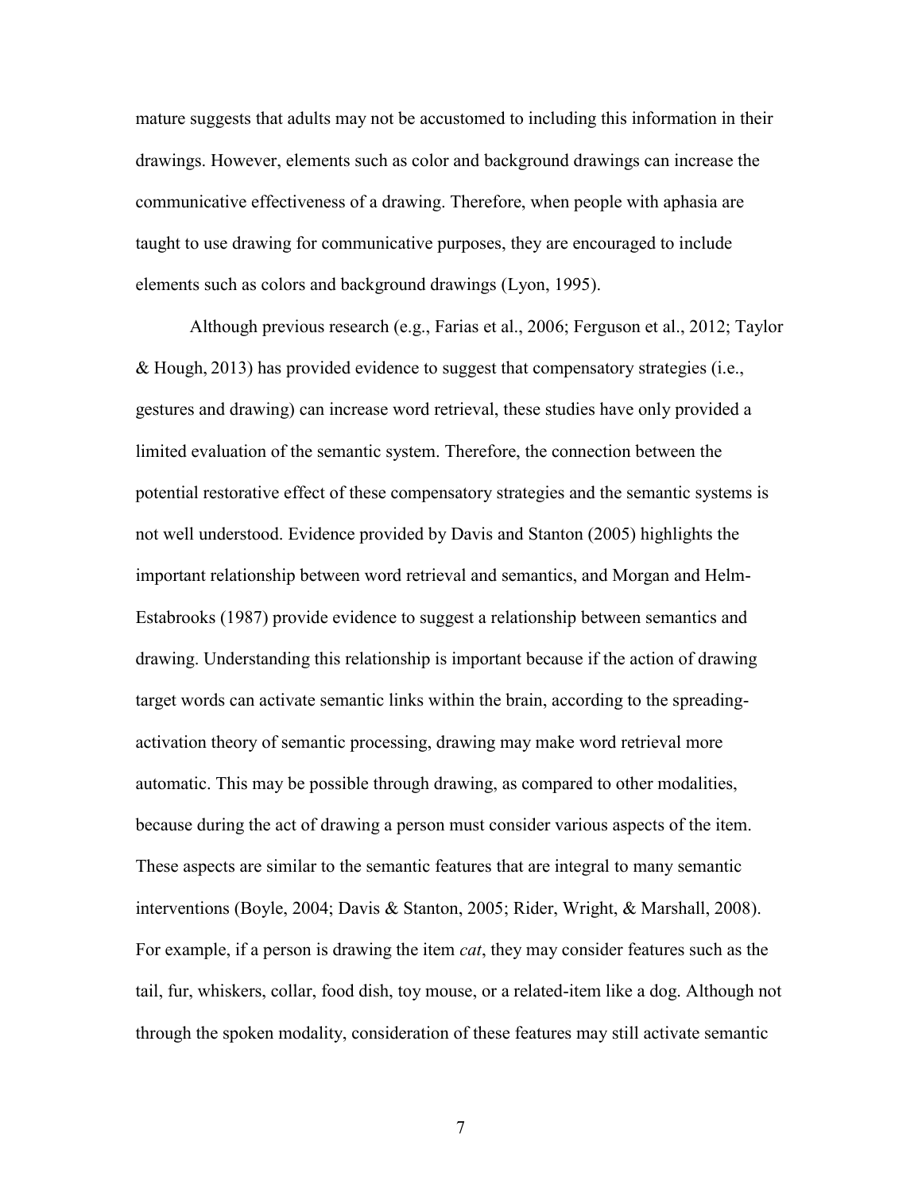mature suggests that adults may not be accustomed to including this information in their drawings. However, elements such as color and background drawings can increase the communicative effectiveness of a drawing. Therefore, when people with aphasia are taught to use drawing for communicative purposes, they are encouraged to include elements such as colors and background drawings (Lyon, 1995).

Although previous research (e.g., Farias et al., 2006; Ferguson et al., 2012; Taylor & Hough, 2013) has provided evidence to suggest that compensatory strategies (i.e., gestures and drawing) can increase word retrieval, these studies have only provided a limited evaluation of the semantic system. Therefore, the connection between the potential restorative effect of these compensatory strategies and the semantic systems is not well understood. Evidence provided by Davis and Stanton (2005) highlights the important relationship between word retrieval and semantics, and Morgan and Helm-Estabrooks (1987) provide evidence to suggest a relationship between semantics and drawing. Understanding this relationship is important because if the action of drawing target words can activate semantic links within the brain, according to the spreading-activation theory of semantic processing, drawing may make word retrieval more automatic. This may be possible through drawing, as compared to other modalities, because during the act of drawing a person must consider various aspects of the item. These aspects are similar to the semantic features that are integral to many semantic interventions (Boyle, 2004; Davis & Stanton, 2005; Rider, Wright, & Marshall, 2008). For example, if a person is drawing the item *cat*, they may consider features such as the tail, fur, whiskers, collar, food dish, toy mouse, or a related-item like a dog. Although not through the spoken modality, consideration of these features may still activate semantic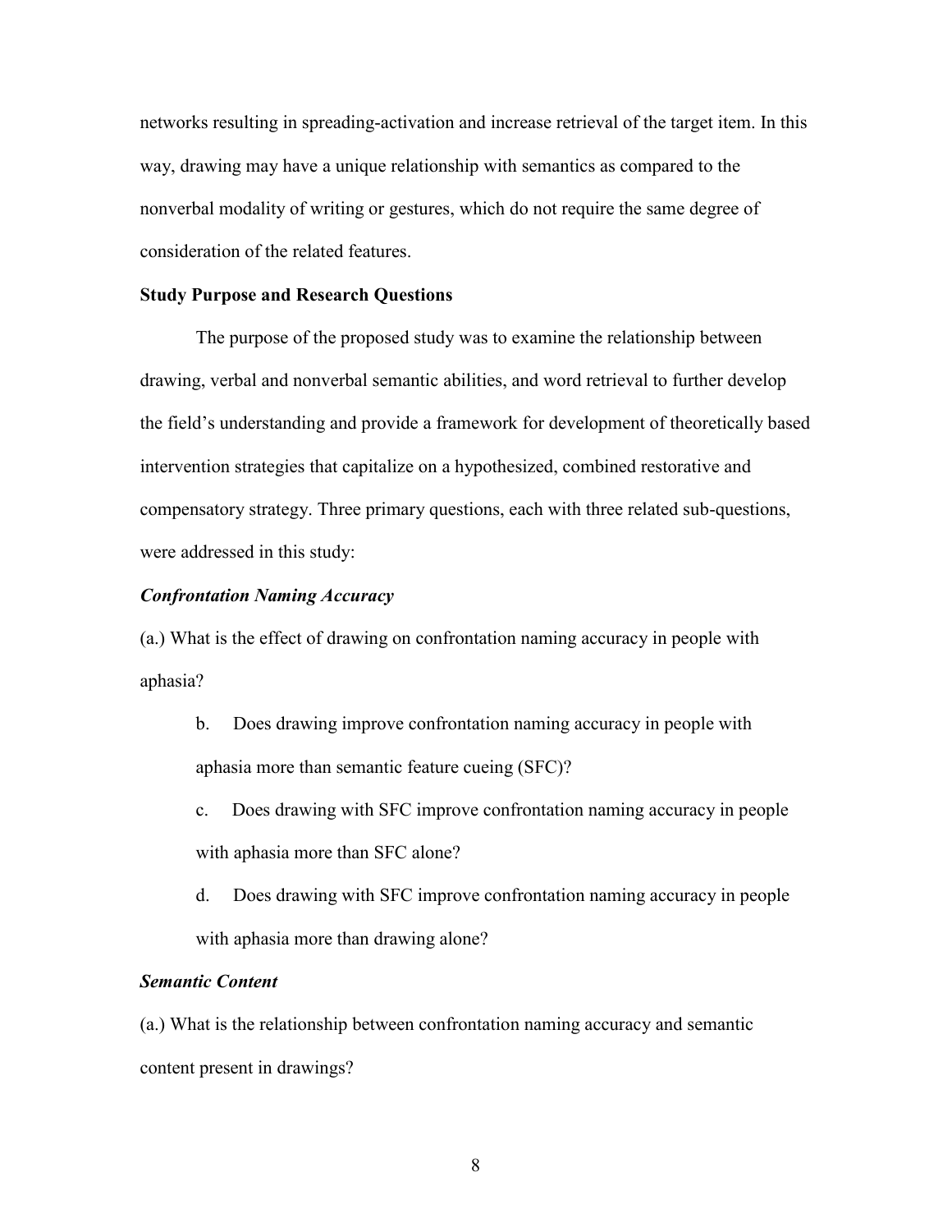networks resulting in spreading-activation and increase retrieval of the target item. In this way, drawing may have a unique relationship with semantics as compared to the nonverbal modality of writing or gestures, which do not require the same degree of consideration of the related features.

**Study Purpose and Research Questions**

The purpose of the proposed study was to examine the relationship between drawing, verbal and nonverbal semantic abilities, and word retrieval to further develop the field's understanding and provide a framework for development of theoretically based intervention strategies that capitalize on a hypothesized, combined restorative and compensatory strategy. Three primary questions, each with three related sub-questions, were addressed in this study:

***Confrontation Naming Accuracy***

(a.) What is the effect of drawing on confrontation naming accuracy in people with aphasia?

b. Does drawing improve confrontation naming accuracy in people with aphasia more than semantic feature cueing (SFC)?

c. Does drawing with SFC improve confrontation naming accuracy in people with aphasia more than SFC alone?

d. Does drawing with SFC improve confrontation naming accuracy in people with aphasia more than drawing alone?

***Semantic Content***

(a.) What is the relationship between confrontation naming accuracy and semantic content present in drawings?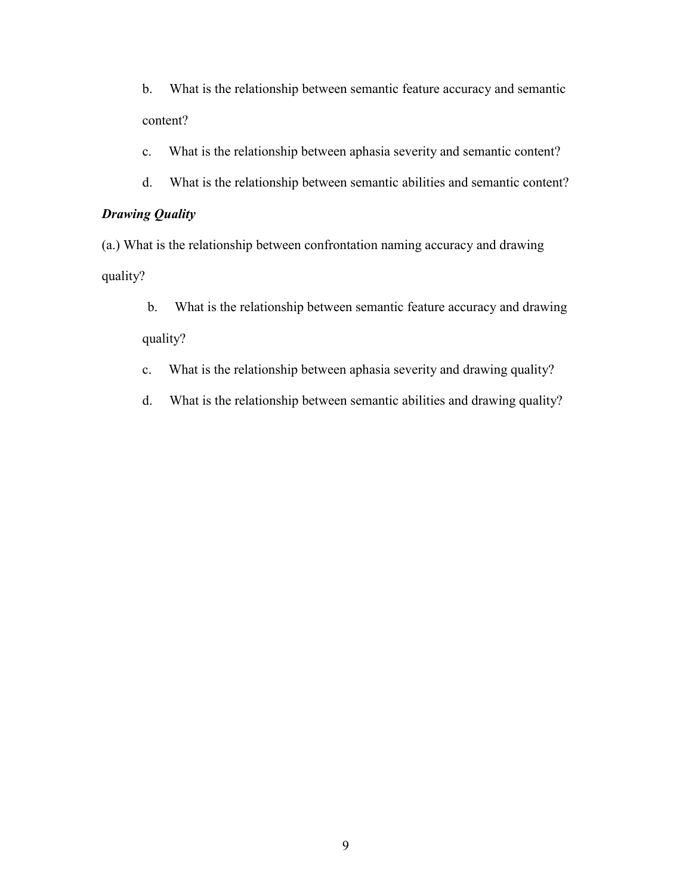b. What is the relationship between semantic feature accuracy and semantic content?

c. What is the relationship between aphasia severity and semantic content?

d. What is the relationship between semantic abilities and semantic content?

***Drawing Quality***

(a.) What is the relationship between confrontation naming accuracy and drawing quality?

b. What is the relationship between semantic feature accuracy and drawing quality?

c. What is the relationship between aphasia severity and drawing quality?

d. What is the relationship between semantic abilities and drawing quality?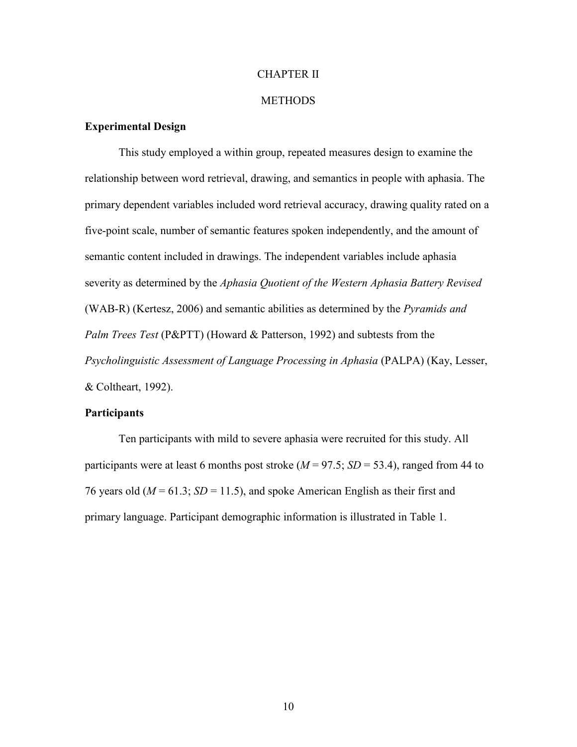# CHAPTER II

# METHODS

## Experimental Design

This study employed a within group, repeated measures design to examine the relationship between word retrieval, drawing, and semantics in people with aphasia. The primary dependent variables included word retrieval accuracy, drawing quality rated on a five-point scale, number of semantic features spoken independently, and the amount of semantic content included in drawings. The independent variables include aphasia severity as determined by the *Aphasia Quotient of the Western Aphasia Battery Revised* (WAB-R) (Kertesz, 2006) and semantic abilities as determined by the *Pyramids and Palm Trees Test* (P&PTT) (Howard & Patterson, 1992) and subtests from the *Psycholinguistic Assessment of Language Processing in Aphasia* (PALPA) (Kay, Lesser, & Coltheart, 1992).

## Participants

Ten participants with mild to severe aphasia were recruited for this study. All participants were at least 6 months post stroke ($M$ = 97.5; $SD$ = 53.4), ranged from 44 to 76 years old ($M$ = 61.3; $SD$ = 11.5), and spoke American English as their first and primary language. Participant demographic information is illustrated in Table 1.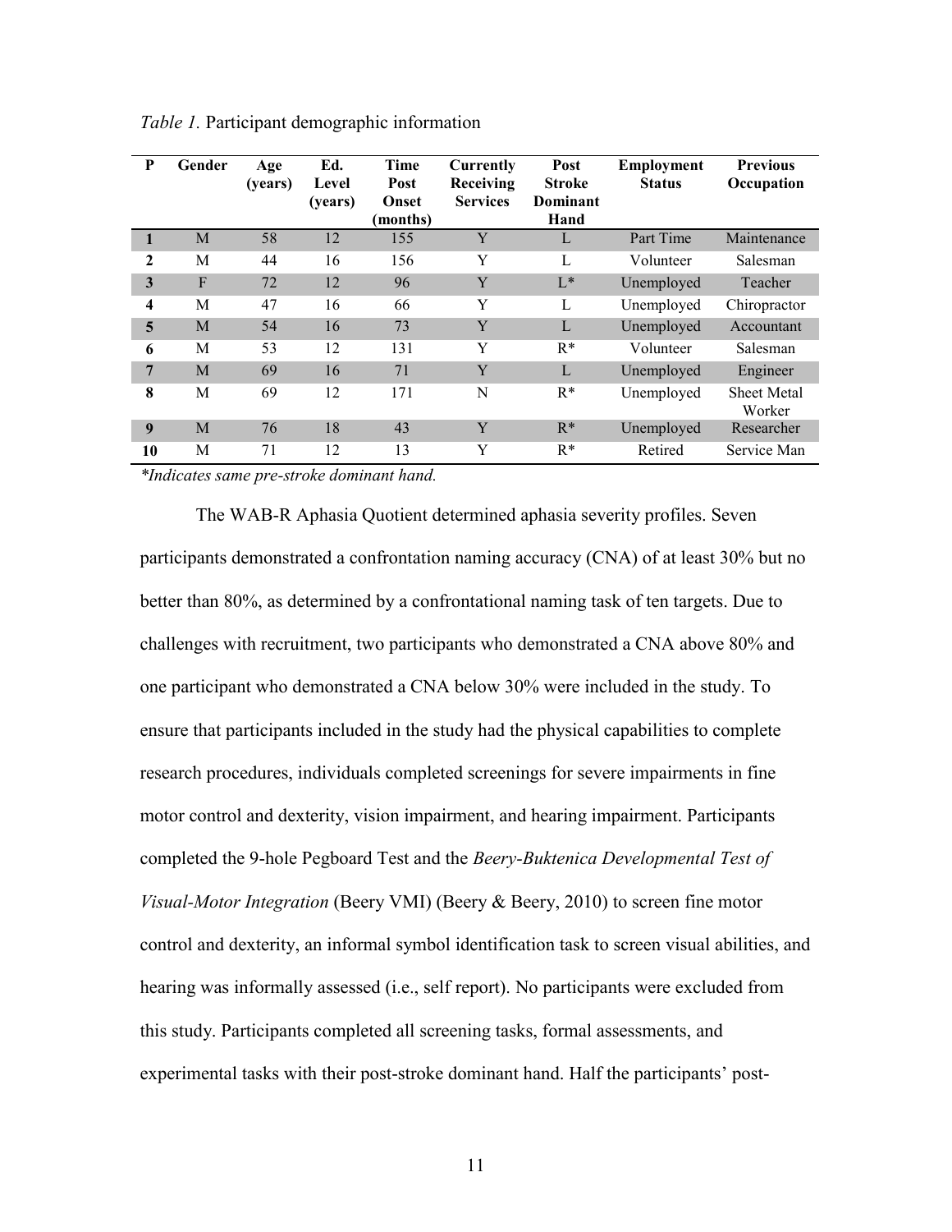*Table 1.* Participant demographic information

| P | Gender | Age (years) | Ed. Level (years) | Time Post Onset (months) | Currently Receiving Services | Post Stroke Dominant Hand | Employment Status | Previous Occupation |
|---|---|---|---|---|---|---|---|---|
| **1** | M | 58 | 12 | 155 | Y | L | Part Time | Maintenance |
| **2** | M | 44 | 16 | 156 | Y | L | Volunteer | Salesman |
| **3** | F | 72 | 12 | 96 | Y | L* | Unemployed | Teacher |
| **4** | M | 47 | 16 | 66 | Y | L | Unemployed | Chiropractor |
| **5** | M | 54 | 16 | 73 | Y | L | Unemployed | Accountant |
| **6** | M | 53 | 12 | 131 | Y | R* | Volunteer | Salesman |
| **7** | M | 69 | 16 | 71 | Y | L | Unemployed | Engineer |
| **8** | M | 69 | 12 | 171 | N | R* | Unemployed | Sheet Metal Worker |
| **9** | M | 76 | 18 | 43 | Y | R* | Unemployed | Researcher |
| **10** | M | 71 | 12 | 13 | Y | R* | Retired | Service Man |

*\*Indicates same pre-stroke dominant hand.*

The WAB-R Aphasia Quotient determined aphasia severity profiles. Seven participants demonstrated a confrontation naming accuracy (CNA) of at least 30% but no better than 80%, as determined by a confrontational naming task of ten targets. Due to challenges with recruitment, two participants who demonstrated a CNA above 80% and one participant who demonstrated a CNA below 30% were included in the study. To ensure that participants included in the study had the physical capabilities to complete research procedures, individuals completed screenings for severe impairments in fine motor control and dexterity, vision impairment, and hearing impairment. Participants completed the 9-hole Pegboard Test and the *Beery-Buktenica Developmental Test of Visual-Motor Integration* (Beery VMI) (Beery & Beery, 2010) to screen fine motor control and dexterity, an informal symbol identification task to screen visual abilities, and hearing was informally assessed (i.e., self report). No participants were excluded from this study. Participants completed all screening tasks, formal assessments, and experimental tasks with their post-stroke dominant hand. Half the participants' post-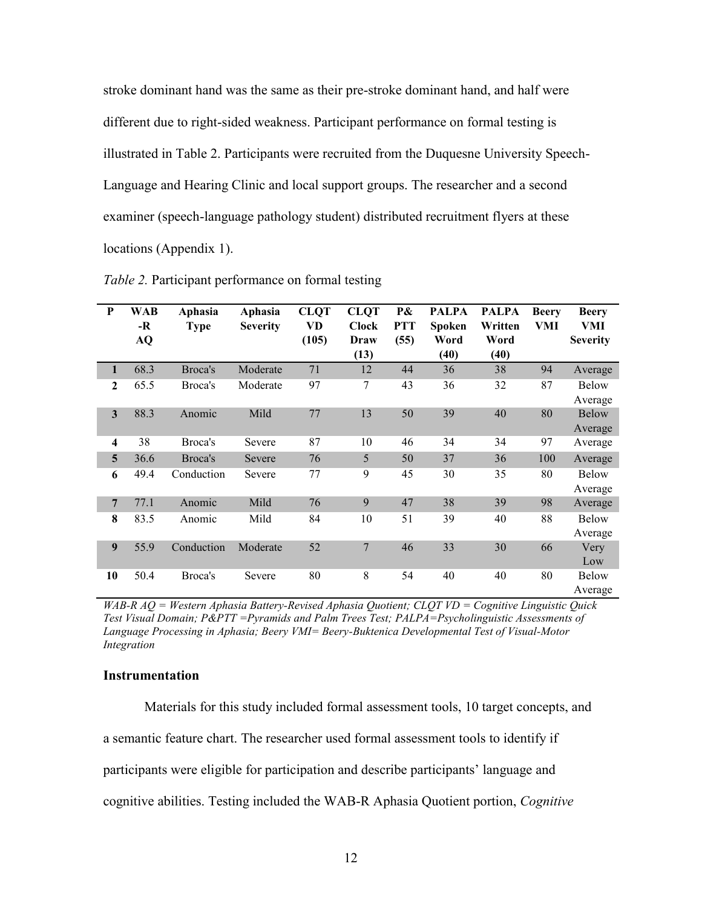stroke dominant hand was the same as their pre-stroke dominant hand, and half were different due to right-sided weakness. Participant performance on formal testing is illustrated in Table 2. Participants were recruited from the Duquesne University Speech-Language and Hearing Clinic and local support groups. The researcher and a second examiner (speech-language pathology student) distributed recruitment flyers at these locations (Appendix 1).

*Table 2.* Participant performance on formal testing

| P | WAB-R AQ | Aphasia Type | Aphasia Severity | CLQT VD (105) | CLQT Clock Draw (13) | P& PTT (55) | PALPA Spoken Word (40) | PALPA Written Word (40) | Beery VMI | Beery VMI Severity |
|---|---|---|---|---|---|---|---|---|---|---|
| 1 | 68.3 | Broca's | Moderate | 71 | 12 | 44 | 36 | 38 | 94 | Average |
| 2 | 65.5 | Broca's | Moderate | 97 | 7 | 43 | 36 | 32 | 87 | Below Average |
| 3 | 88.3 | Anomic | Mild | 77 | 13 | 50 | 39 | 40 | 80 | Below Average |
| 4 | 38 | Broca's | Severe | 87 | 10 | 46 | 34 | 34 | 97 | Average |
| 5 | 36.6 | Broca's | Severe | 76 | 5 | 50 | 37 | 36 | 100 | Average |
| 6 | 49.4 | Conduction | Severe | 77 | 9 | 45 | 30 | 35 | 80 | Below Average |
| 7 | 77.1 | Anomic | Mild | 76 | 9 | 47 | 38 | 39 | 98 | Average |
| 8 | 83.5 | Anomic | Mild | 84 | 10 | 51 | 39 | 40 | 88 | Below Average |
| 9 | 55.9 | Conduction | Moderate | 52 | 7 | 46 | 33 | 30 | 66 | Very Low |
| 10 | 50.4 | Broca's | Severe | 80 | 8 | 54 | 40 | 40 | 80 | Below Average |

*WAB-R AQ = Western Aphasia Battery-Revised Aphasia Quotient; CLQT VD = Cognitive Linguistic Quick Test Visual Domain; P&PTT =Pyramids and Palm Trees Test; PALPA=Psycholinguistic Assessments of Language Processing in Aphasia; Beery VMI= Beery-Buktenica Developmental Test of Visual-Motor Integration*

### Instrumentation

Materials for this study included formal assessment tools, 10 target concepts, and a semantic feature chart. The researcher used formal assessment tools to identify if participants were eligible for participation and describe participants' language and cognitive abilities. Testing included the WAB-R Aphasia Quotient portion, *Cognitive*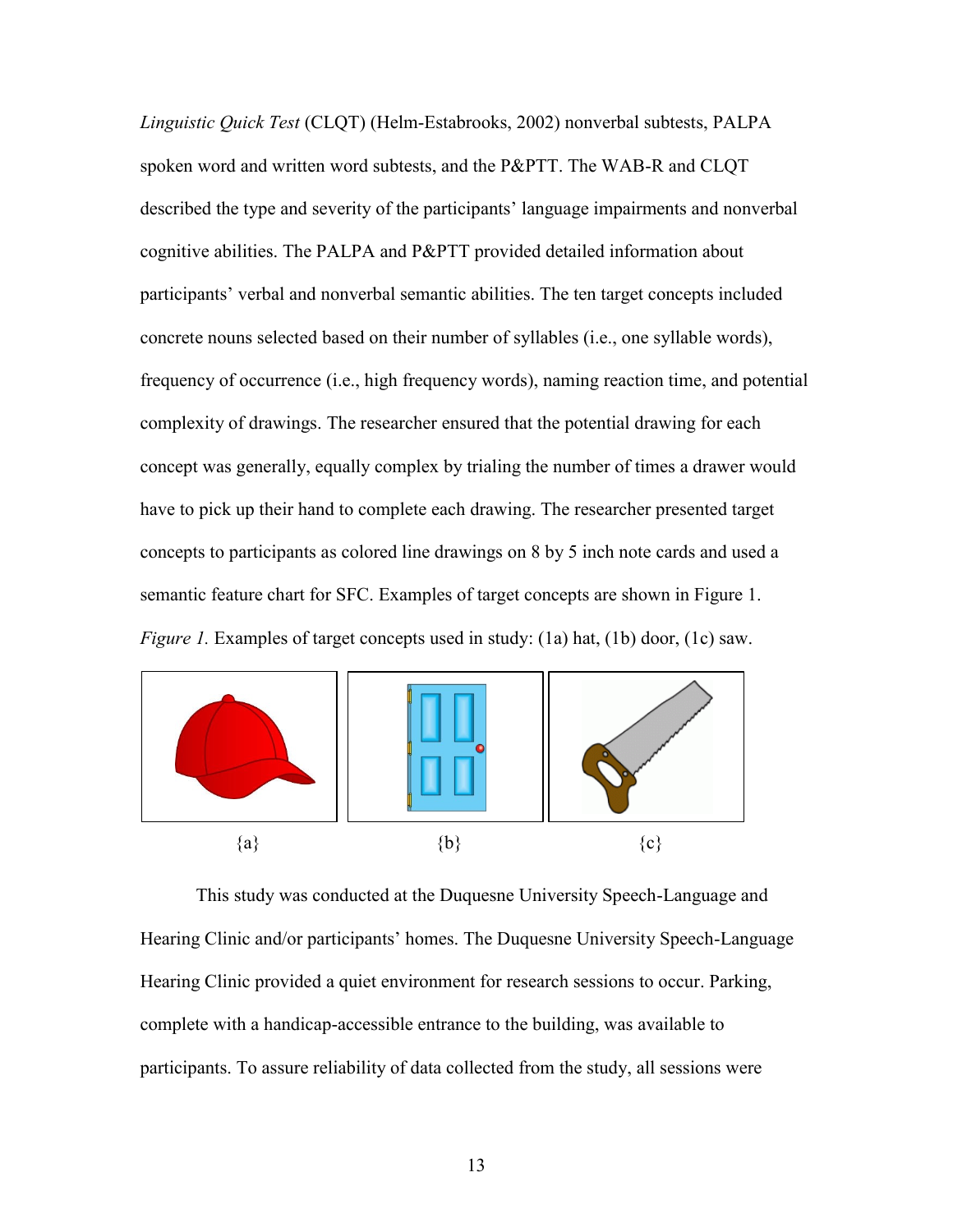*Linguistic Quick Test* (CLQT) (Helm-Estabrooks, 2002) nonverbal subtests, PALPA spoken word and written word subtests, and the P&PTT. The WAB-R and CLQT described the type and severity of the participants' language impairments and nonverbal cognitive abilities. The PALPA and P&PTT provided detailed information about participants' verbal and nonverbal semantic abilities. The ten target concepts included concrete nouns selected based on their number of syllables (i.e., one syllable words), frequency of occurrence (i.e., high frequency words), naming reaction time, and potential complexity of drawings. The researcher ensured that the potential drawing for each concept was generally, equally complex by trialing the number of times a drawer would have to pick up their hand to complete each drawing. The researcher presented target concepts to participants as colored line drawings on 8 by 5 inch note cards and used a semantic feature chart for SFC. Examples of target concepts are shown in Figure 1.

*Figure 1.* Examples of target concepts used in study: (1a) hat, (1b) door, (1c) saw.

{a} {b} {c}

This study was conducted at the Duquesne University Speech-Language and Hearing Clinic and/or participants' homes. The Duquesne University Speech-Language Hearing Clinic provided a quiet environment for research sessions to occur. Parking, complete with a handicap-accessible entrance to the building, was available to participants. To assure reliability of data collected from the study, all sessions were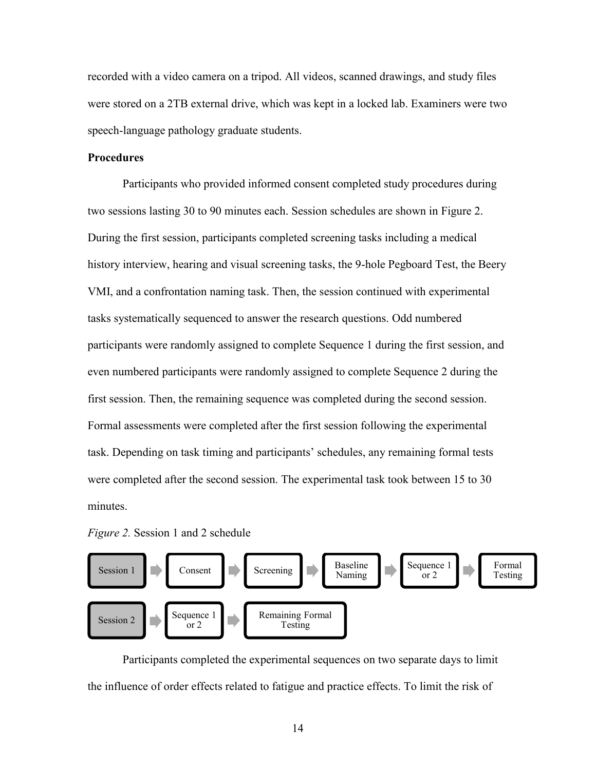recorded with a video camera on a tripod. All videos, scanned drawings, and study files were stored on a 2TB external drive, which was kept in a locked lab. Examiners were two speech-language pathology graduate students.

**Procedures**

Participants who provided informed consent completed study procedures during two sessions lasting 30 to 90 minutes each. Session schedules are shown in Figure 2. During the first session, participants completed screening tasks including a medical history interview, hearing and visual screening tasks, the 9-hole Pegboard Test, the Beery VMI, and a confrontation naming task. Then, the session continued with experimental tasks systematically sequenced to answer the research questions. Odd numbered participants were randomly assigned to complete Sequence 1 during the first session, and even numbered participants were randomly assigned to complete Sequence 2 during the first session. Then, the remaining sequence was completed during the second session. Formal assessments were completed after the first session following the experimental task. Depending on task timing and participants' schedules, any remaining formal tests were completed after the second session. The experimental task took between 15 to 30 minutes.

*Figure 2.* Session 1 and 2 schedule

Session 1 → Consent → Screening → Baseline Naming → Sequence 1 or 2 → Formal Testing

Session 2 → Sequence 1 or 2 → Remaining Formal Testing

Participants completed the experimental sequences on two separate days to limit the influence of order effects related to fatigue and practice effects. To limit the risk of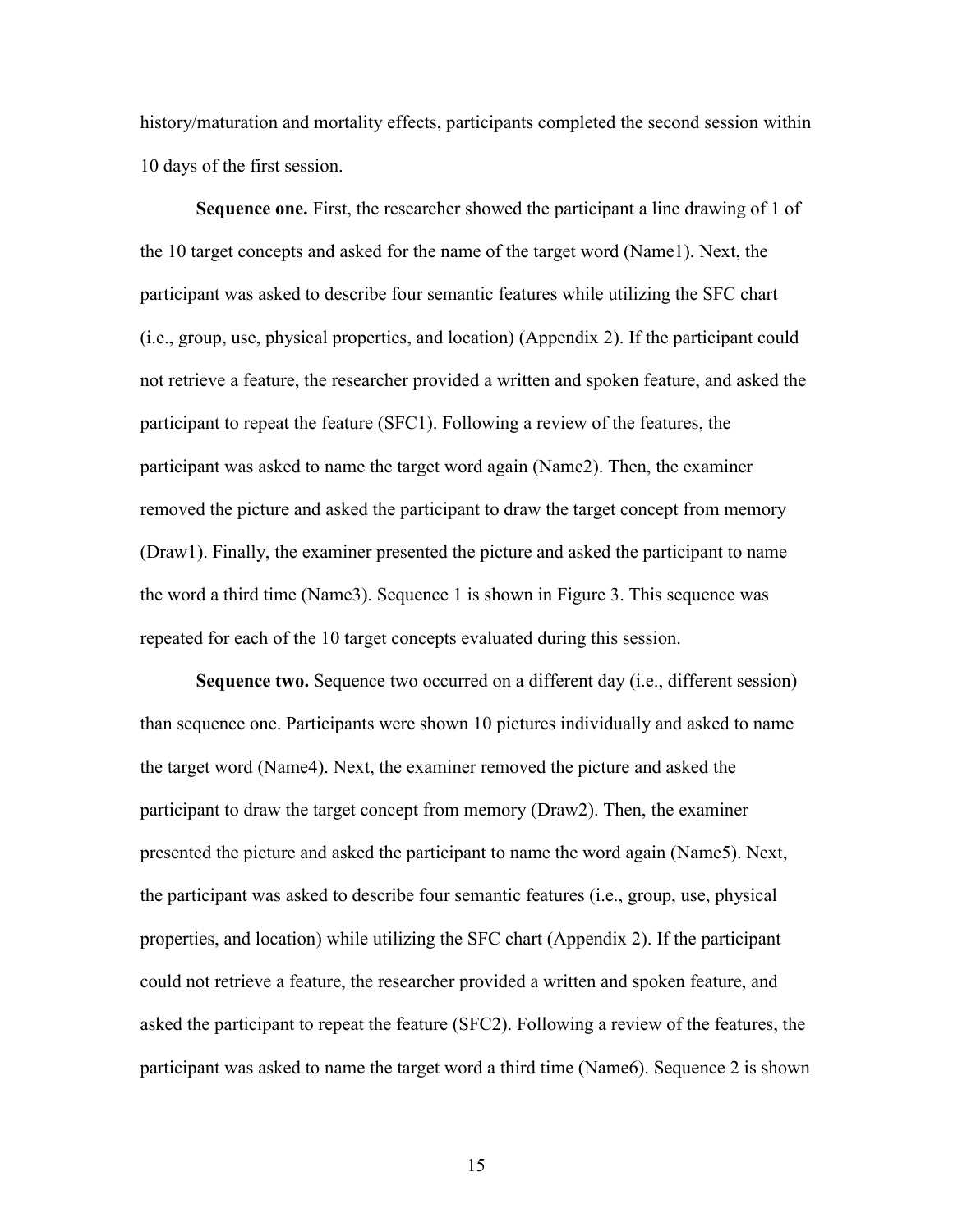history/maturation and mortality effects, participants completed the second session within 10 days of the first session.

**Sequence one.** First, the researcher showed the participant a line drawing of 1 of the 10 target concepts and asked for the name of the target word (Name1). Next, the participant was asked to describe four semantic features while utilizing the SFC chart (i.e., group, use, physical properties, and location) (Appendix 2). If the participant could not retrieve a feature, the researcher provided a written and spoken feature, and asked the participant to repeat the feature (SFC1). Following a review of the features, the participant was asked to name the target word again (Name2). Then, the examiner removed the picture and asked the participant to draw the target concept from memory (Draw1). Finally, the examiner presented the picture and asked the participant to name the word a third time (Name3). Sequence 1 is shown in Figure 3. This sequence was repeated for each of the 10 target concepts evaluated during this session.

**Sequence two.** Sequence two occurred on a different day (i.e., different session) than sequence one. Participants were shown 10 pictures individually and asked to name the target word (Name4). Next, the examiner removed the picture and asked the participant to draw the target concept from memory (Draw2). Then, the examiner presented the picture and asked the participant to name the word again (Name5). Next, the participant was asked to describe four semantic features (i.e., group, use, physical properties, and location) while utilizing the SFC chart (Appendix 2). If the participant could not retrieve a feature, the researcher provided a written and spoken feature, and asked the participant to repeat the feature (SFC2). Following a review of the features, the participant was asked to name the target word a third time (Name6). Sequence 2 is shown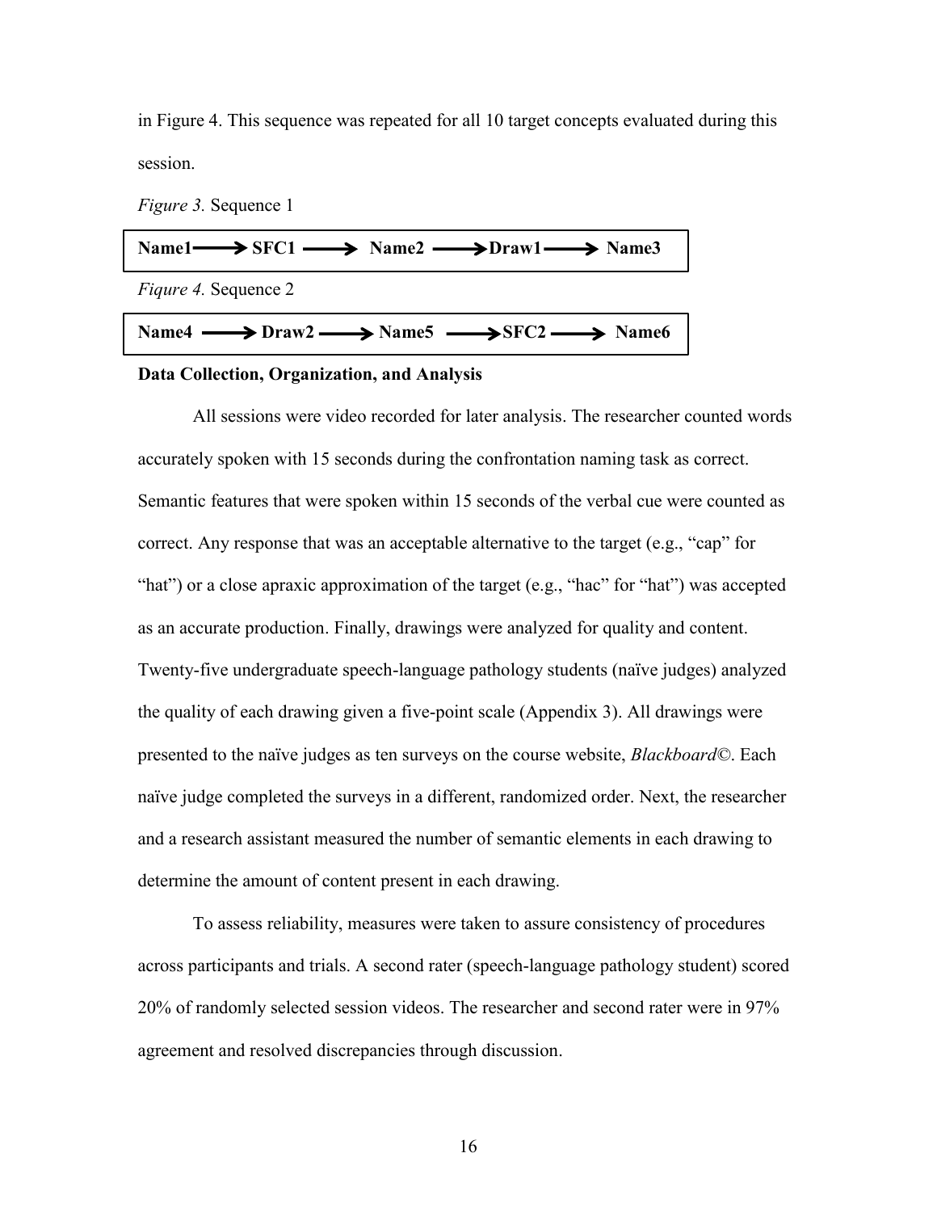in Figure 4. This sequence was repeated for all 10 target concepts evaluated during this session.

*Figure 3.* Sequence 1

**Name1 ⟶ SFC1 ⟶ Name2 ⟶ Draw1 ⟶ Name3**

*Fiqure 4.* Sequence 2

**Name4 ⟶ Draw2 ⟶ Name5 ⟶ SFC2 ⟶ Name6**

**Data Collection, Organization, and Analysis**

All sessions were video recorded for later analysis. The researcher counted words accurately spoken with 15 seconds during the confrontation naming task as correct. Semantic features that were spoken within 15 seconds of the verbal cue were counted as correct. Any response that was an acceptable alternative to the target (e.g., "cap" for "hat") or a close apraxic approximation of the target (e.g., "hac" for "hat") was accepted as an accurate production. Finally, drawings were analyzed for quality and content. Twenty-five undergraduate speech-language pathology students (naïve judges) analyzed the quality of each drawing given a five-point scale (Appendix 3). All drawings were presented to the naïve judges as ten surveys on the course website, *Blackboard©*. Each naïve judge completed the surveys in a different, randomized order. Next, the researcher and a research assistant measured the number of semantic elements in each drawing to determine the amount of content present in each drawing.

To assess reliability, measures were taken to assure consistency of procedures across participants and trials. A second rater (speech-language pathology student) scored 20% of randomly selected session videos. The researcher and second rater were in 97% agreement and resolved discrepancies through discussion.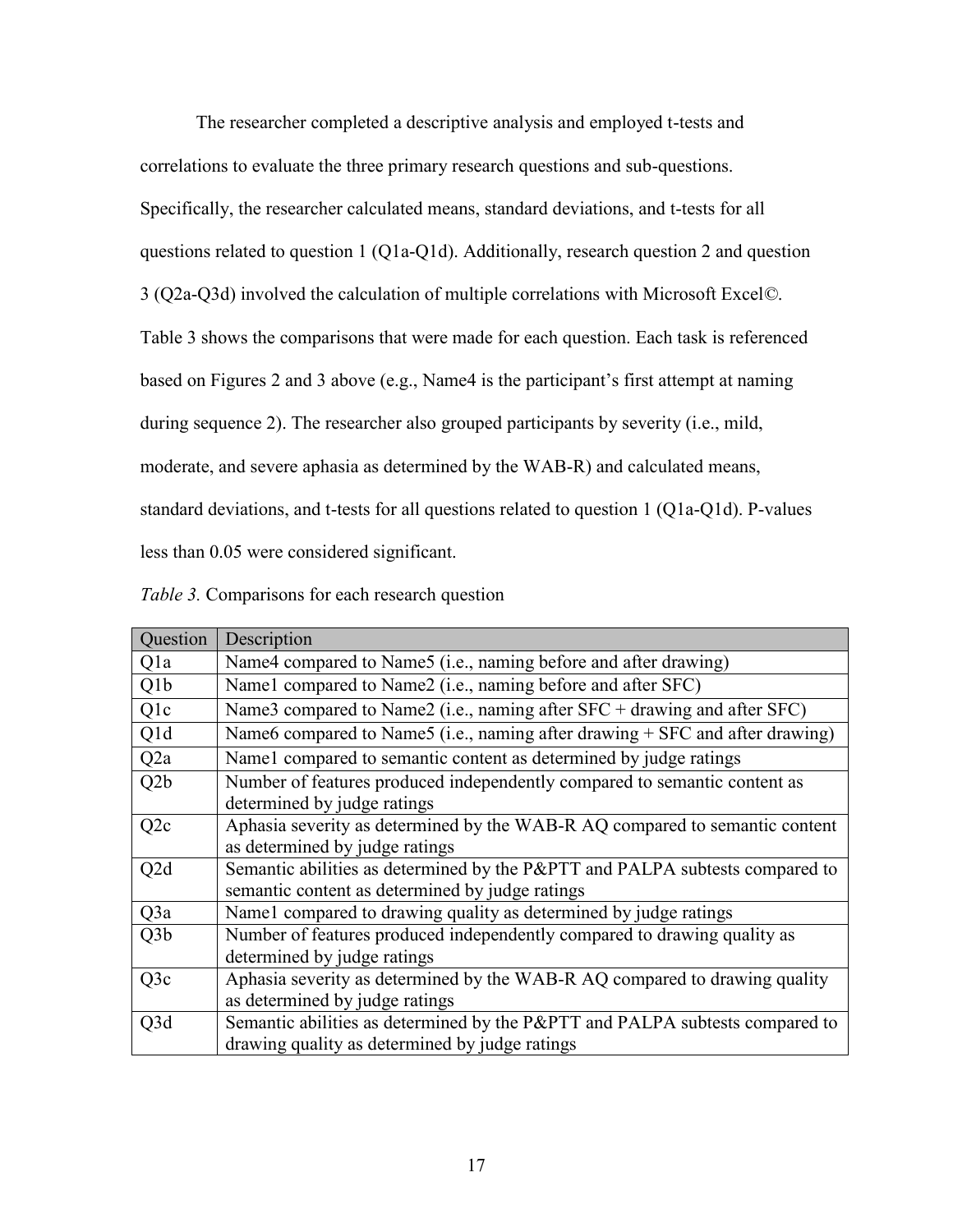The researcher completed a descriptive analysis and employed t-tests and correlations to evaluate the three primary research questions and sub-questions. Specifically, the researcher calculated means, standard deviations, and t-tests for all questions related to question 1 (Q1a-Q1d). Additionally, research question 2 and question 3 (Q2a-Q3d) involved the calculation of multiple correlations with Microsoft Excel©. Table 3 shows the comparisons that were made for each question. Each task is referenced based on Figures 2 and 3 above (e.g., Name4 is the participant's first attempt at naming during sequence 2). The researcher also grouped participants by severity (i.e., mild, moderate, and severe aphasia as determined by the WAB-R) and calculated means, standard deviations, and t-tests for all questions related to question 1 (Q1a-Q1d). P-values less than 0.05 were considered significant.

*Table 3.* Comparisons for each research question

| Question | Description |
|---|---|
| Q1a | Name4 compared to Name5 (i.e., naming before and after drawing) |
| Q1b | Name1 compared to Name2 (i.e., naming before and after SFC) |
| Q1c | Name3 compared to Name2 (i.e., naming after SFC + drawing and after SFC) |
| Q1d | Name6 compared to Name5 (i.e., naming after drawing + SFC and after drawing) |
| Q2a | Name1 compared to semantic content as determined by judge ratings |
| Q2b | Number of features produced independently compared to semantic content as determined by judge ratings |
| Q2c | Aphasia severity as determined by the WAB-R AQ compared to semantic content as determined by judge ratings |
| Q2d | Semantic abilities as determined by the P&PTT and PALPA subtests compared to semantic content as determined by judge ratings |
| Q3a | Name1 compared to drawing quality as determined by judge ratings |
| Q3b | Number of features produced independently compared to drawing quality as determined by judge ratings |
| Q3c | Aphasia severity as determined by the WAB-R AQ compared to drawing quality as determined by judge ratings |
| Q3d | Semantic abilities as determined by the P&PTT and PALPA subtests compared to drawing quality as determined by judge ratings |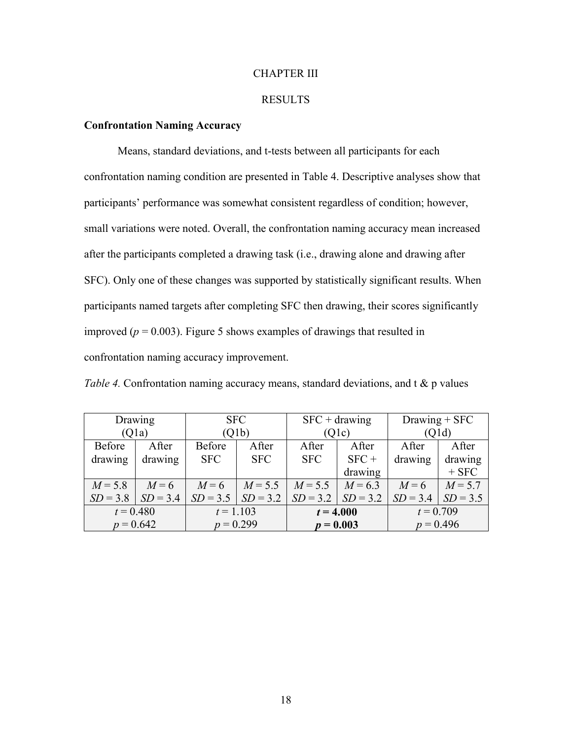# CHAPTER III

# RESULTS

### Confrontation Naming Accuracy

Means, standard deviations, and t-tests between all participants for each confrontation naming condition are presented in Table 4. Descriptive analyses show that participants' performance was somewhat consistent regardless of condition; however, small variations were noted. Overall, the confrontation naming accuracy mean increased after the participants completed a drawing task (i.e., drawing alone and drawing after SFC). Only one of these changes was supported by statistically significant results. When participants named targets after completing SFC then drawing, their scores significantly improved ($p = 0.003$). Figure 5 shows examples of drawings that resulted in confrontation naming accuracy improvement.

*Table 4.* Confrontation naming accuracy means, standard deviations, and t & p values

| Drawing (Q1a) | | SFC (Q1b) | | SFC + drawing (Q1c) | | Drawing + SFC (Q1d) | |
|---|---|---|---|---|---|---|---|
| Before drawing | After drawing | Before SFC | After SFC | After SFC | After SFC + drawing | After drawing | After drawing + SFC |
| $M = 5.8$ $SD = 3.8$ | $M = 6$ $SD = 3.4$ | $M = 6$ $SD = 3.5$ | $M = 5.5$ $SD = 3.2$ | $M = 5.5$ $SD = 3.2$ | $M = 6.3$ $SD = 3.2$ | $M = 6$ $SD = 3.4$ | $M = 5.7$ $SD = 3.5$ |
| $t = 0.480$ $p = 0.642$ | | $t = 1.103$ $p = 0.299$ | | **$t = 4.000$ $p = 0.003$** | | $t = 0.709$ $p = 0.496$ | |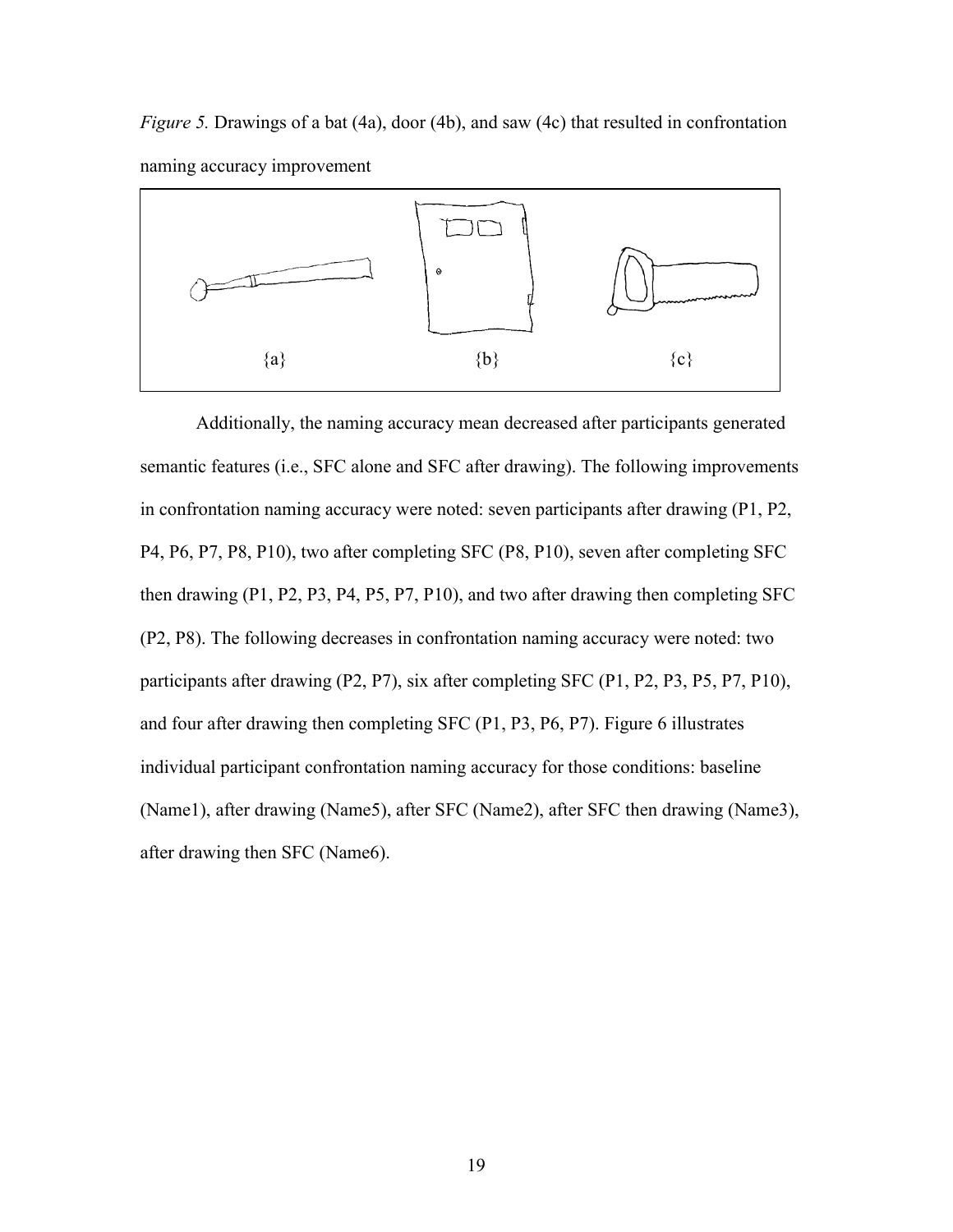*Figure 5.* Drawings of a bat (4a), door (4b), and saw (4c) that resulted in confrontation naming accuracy improvement

{a} {b} {c}

Additionally, the naming accuracy mean decreased after participants generated semantic features (i.e., SFC alone and SFC after drawing). The following improvements in confrontation naming accuracy were noted: seven participants after drawing (P1, P2, P4, P6, P7, P8, P10), two after completing SFC (P8, P10), seven after completing SFC then drawing (P1, P2, P3, P4, P5, P7, P10), and two after drawing then completing SFC (P2, P8). The following decreases in confrontation naming accuracy were noted: two participants after drawing (P2, P7), six after completing SFC (P1, P2, P3, P5, P7, P10), and four after drawing then completing SFC (P1, P3, P6, P7). Figure 6 illustrates individual participant confrontation naming accuracy for those conditions: baseline (Name1), after drawing (Name5), after SFC (Name2), after SFC then drawing (Name3), after drawing then SFC (Name6).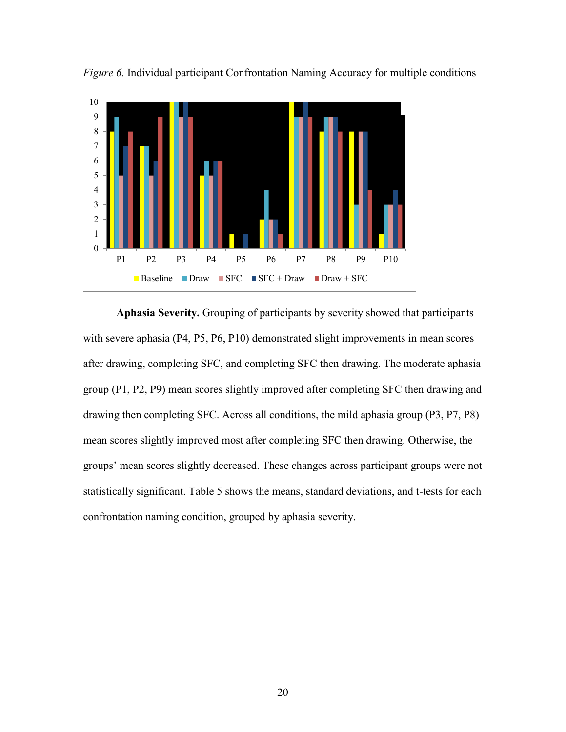*Figure 6.* Individual participant Confrontation Naming Accuracy for multiple conditions

**Aphasia Severity.** Grouping of participants by severity showed that participants with severe aphasia (P4, P5, P6, P10) demonstrated slight improvements in mean scores after drawing, completing SFC, and completing SFC then drawing. The moderate aphasia group (P1, P2, P9) mean scores slightly improved after completing SFC then drawing and drawing then completing SFC. Across all conditions, the mild aphasia group (P3, P7, P8) mean scores slightly improved most after completing SFC then drawing. Otherwise, the groups' mean scores slightly decreased. These changes across participant groups were not statistically significant. Table 5 shows the means, standard deviations, and t-tests for each confrontation naming condition, grouped by aphasia severity.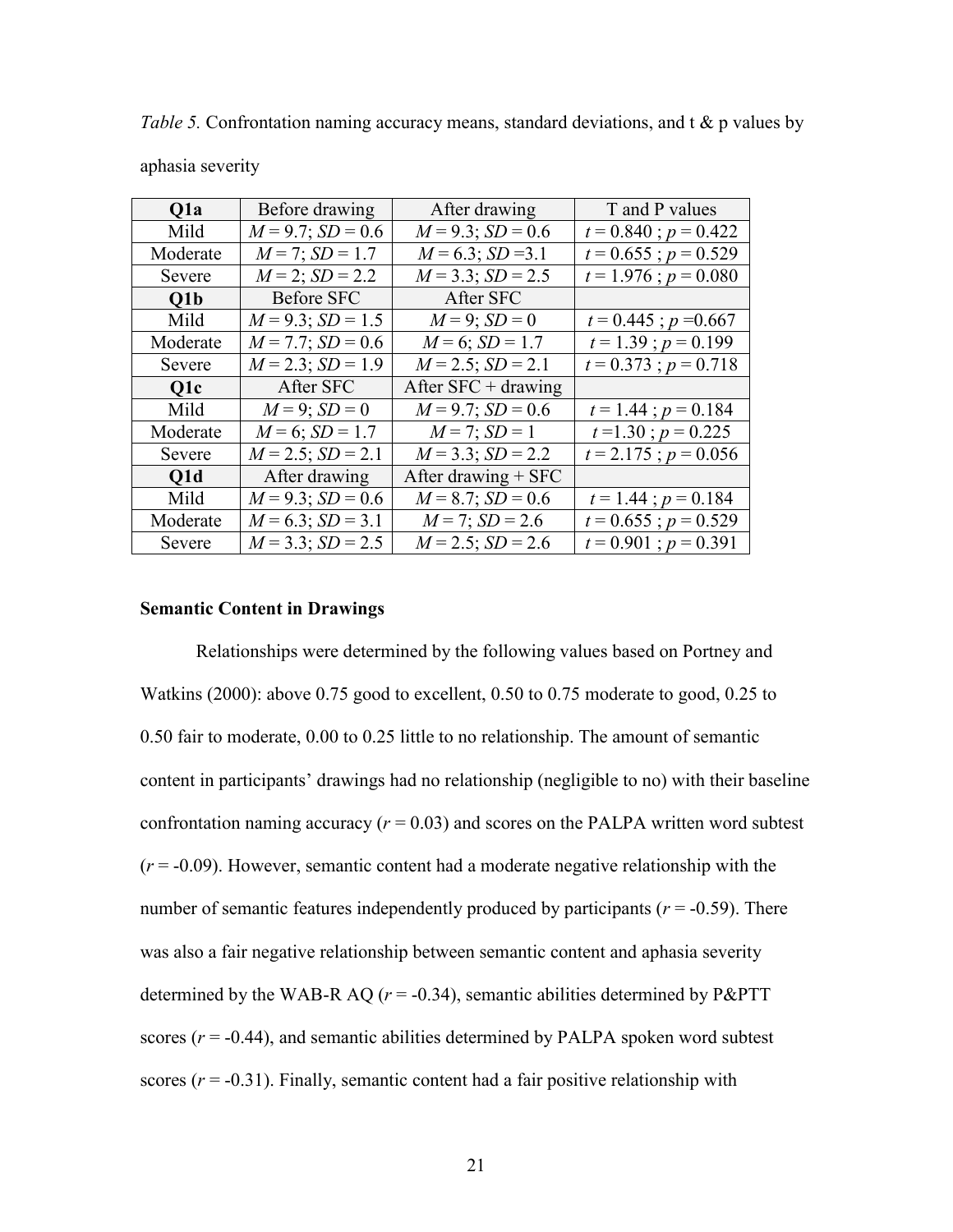*Table 5.* Confrontation naming accuracy means, standard deviations, and t & p values by aphasia severity

| **Q1a** | Before drawing | After drawing | T and P values |
|---|---|---|---|
| Mild | *M* = 9.7; *SD* = 0.6 | *M* = 9.3; *SD* = 0.6 | *t* = 0.840 ; *p* = 0.422 |
| Moderate | *M* = 7; *SD* = 1.7 | *M* = 6.3; *SD* =3.1 | *t* = 0.655 ; *p* = 0.529 |
| Severe | *M* = 2; *SD* = 2.2 | *M* = 3.3; *SD* = 2.5 | *t* = 1.976 ; *p* = 0.080 |
| **Q1b** | Before SFC | After SFC | |
| Mild | *M* = 9.3; *SD* = 1.5 | *M* = 9; *SD* = 0 | *t* = 0.445 ; *p* =0.667 |
| Moderate | *M* = 7.7; *SD* = 0.6 | *M* = 6; *SD* = 1.7 | *t* = 1.39 ; *p* = 0.199 |
| Severe | *M* = 2.3; *SD* = 1.9 | *M* = 2.5; *SD* = 2.1 | *t* = 0.373 ; *p* = 0.718 |
| **Q1c** | After SFC | After SFC + drawing | |
| Mild | *M* = 9; *SD* = 0 | *M* = 9.7; *SD* = 0.6 | *t* = 1.44 ; *p* = 0.184 |
| Moderate | *M* = 6; *SD* = 1.7 | *M* = 7; *SD* = 1 | *t* =1.30 ; *p* = 0.225 |
| Severe | *M* = 2.5; *SD* = 2.1 | *M* = 3.3; *SD* = 2.2 | *t* = 2.175 ; *p* = 0.056 |
| **Q1d** | After drawing | After drawing + SFC | |
| Mild | *M* = 9.3; *SD* = 0.6 | *M* = 8.7; *SD* = 0.6 | *t* = 1.44 ; *p* = 0.184 |
| Moderate | *M* = 6.3; *SD* = 3.1 | *M* = 7; *SD* = 2.6 | *t* = 0.655 ; *p* = 0.529 |
| Severe | *M* = 3.3; *SD* = 2.5 | *M* = 2.5; *SD* = 2.6 | *t* = 0.901 ; *p* = 0.391 |

**Semantic Content in Drawings**

Relationships were determined by the following values based on Portney and Watkins (2000): above 0.75 good to excellent, 0.50 to 0.75 moderate to good, 0.25 to 0.50 fair to moderate, 0.00 to 0.25 little to no relationship. The amount of semantic content in participants' drawings had no relationship (negligible to no) with their baseline confrontation naming accuracy ($r = 0.03$) and scores on the PALPA written word subtest ($r = -0.09$). However, semantic content had a moderate negative relationship with the number of semantic features independently produced by participants ($r = -0.59$). There was also a fair negative relationship between semantic content and aphasia severity determined by the WAB-R AQ ($r = -0.34$), semantic abilities determined by P&PTT scores ($r = -0.44$), and semantic abilities determined by PALPA spoken word subtest scores ($r = -0.31$). Finally, semantic content had a fair positive relationship with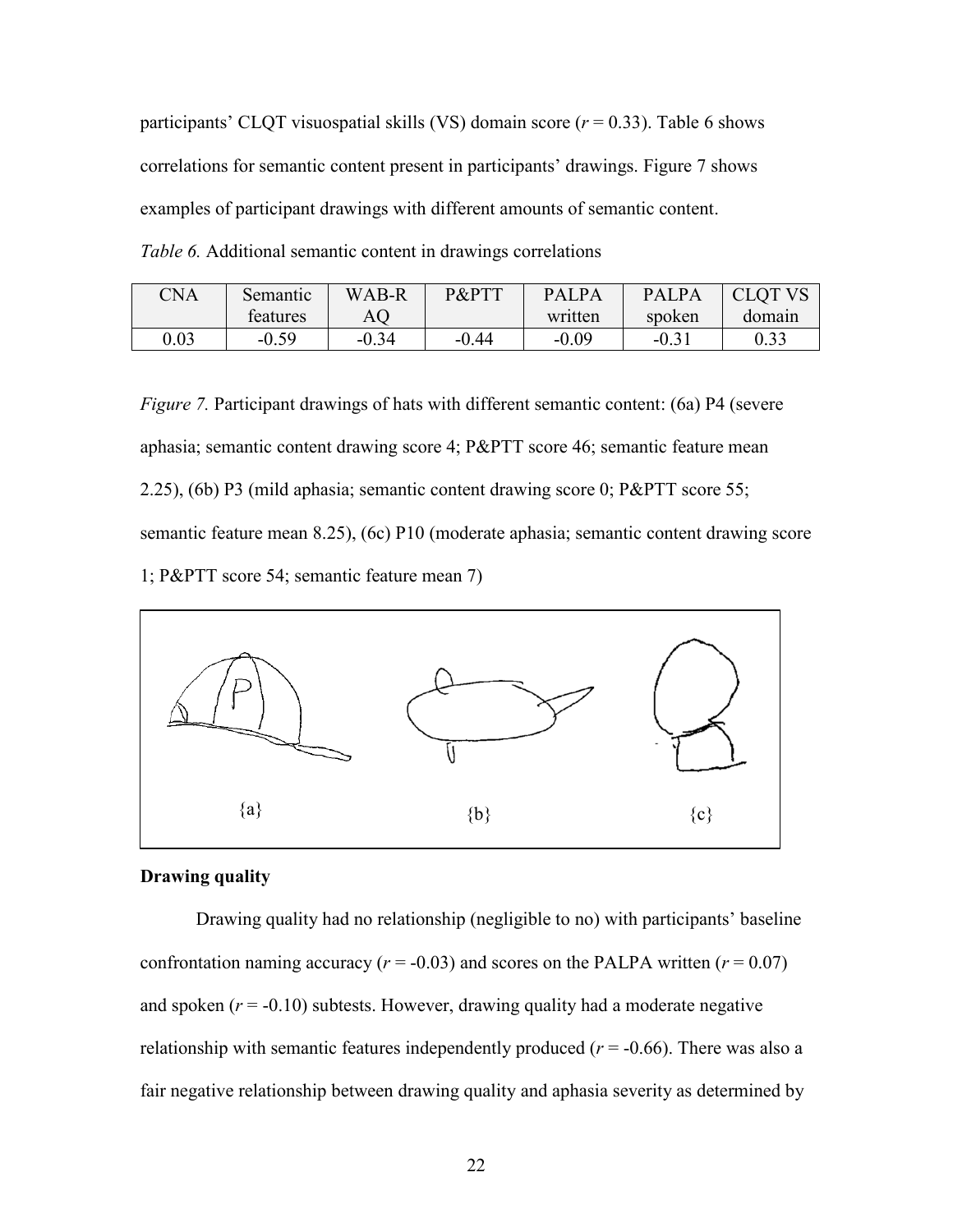participants' CLQT visuospatial skills (VS) domain score ($r$ = 0.33). Table 6 shows correlations for semantic content present in participants' drawings. Figure 7 shows examples of participant drawings with different amounts of semantic content.

*Table 6.* Additional semantic content in drawings correlations

| CNA | Semantic features | WAB-R AQ | P&PTT | PALPA written | PALPA spoken | CLQT VS domain |
|---|---|---|---|---|---|---|
| 0.03 | -0.59 | -0.34 | -0.44 | -0.09 | -0.31 | 0.33 |

*Figure 7.* Participant drawings of hats with different semantic content: (6a) P4 (severe aphasia; semantic content drawing score 4; P&PTT score 46; semantic feature mean 2.25), (6b) P3 (mild aphasia; semantic content drawing score 0; P&PTT score 55; semantic feature mean 8.25), (6c) P10 (moderate aphasia; semantic content drawing score 1; P&PTT score 54; semantic feature mean 7)

{a} {b} {c}

**Drawing quality**

Drawing quality had no relationship (negligible to no) with participants' baseline confrontation naming accuracy ($r$ = -0.03) and scores on the PALPA written ($r$ = 0.07) and spoken ($r$ = -0.10) subtests. However, drawing quality had a moderate negative relationship with semantic features independently produced ($r$ = -0.66). There was also a fair negative relationship between drawing quality and aphasia severity as determined by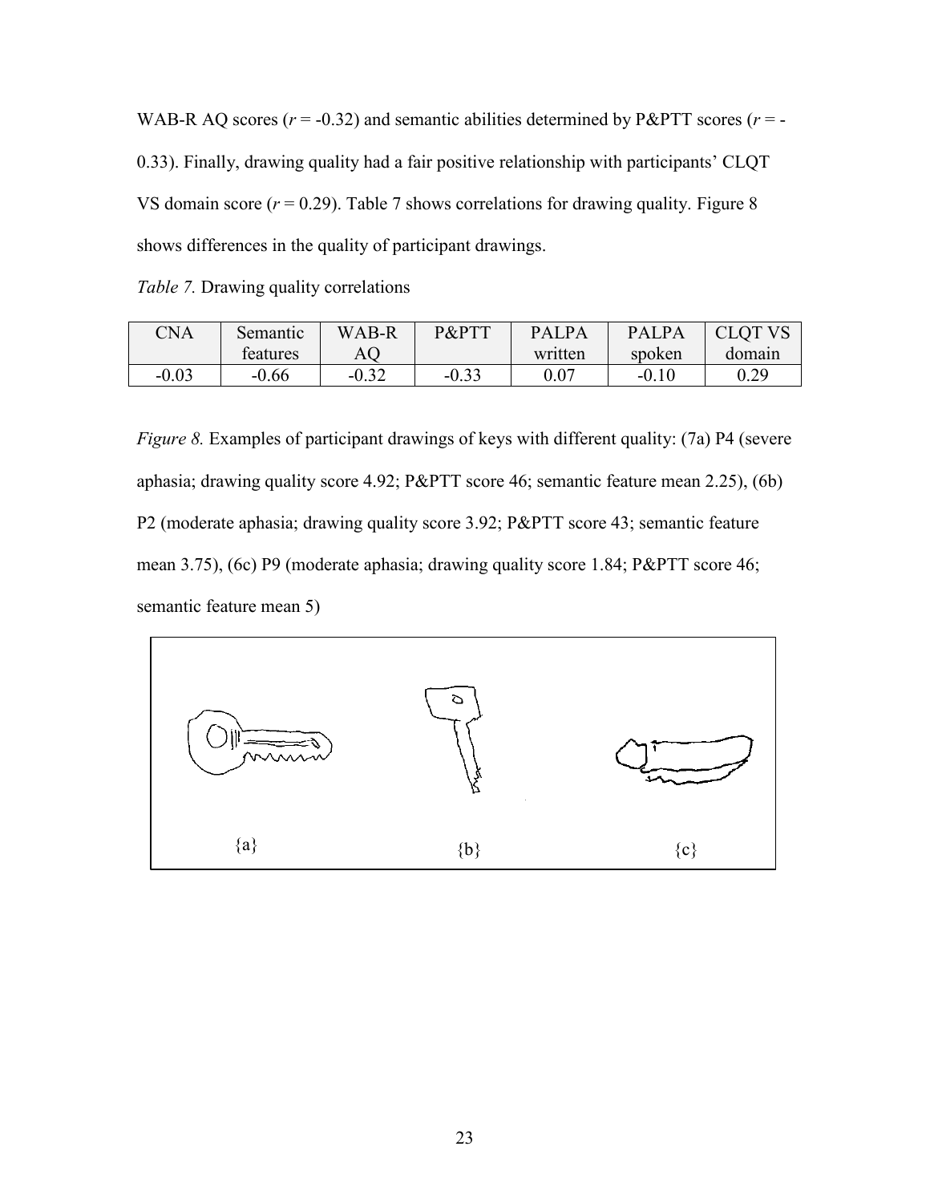WAB-R AQ scores ($r$ = -0.32) and semantic abilities determined by P&PTT scores ($r$ = -0.33). Finally, drawing quality had a fair positive relationship with participants' CLQT VS domain score ($r$ = 0.29). Table 7 shows correlations for drawing quality. Figure 8 shows differences in the quality of participant drawings.

*Table 7.* Drawing quality correlations

| CNA | Semantic features | WAB-R AQ | P&PTT | PALPA written | PALPA spoken | CLQT VS domain |
|---|---|---|---|---|---|---|
| -0.03 | -0.66 | -0.32 | -0.33 | 0.07 | -0.10 | 0.29 |

*Figure 8.* Examples of participant drawings of keys with different quality: (7a) P4 (severe aphasia; drawing quality score 4.92; P&PTT score 46; semantic feature mean 2.25), (6b) P2 (moderate aphasia; drawing quality score 3.92; P&PTT score 43; semantic feature mean 3.75), (6c) P9 (moderate aphasia; drawing quality score 1.84; P&PTT score 46; semantic feature mean 5)

{a} {b} {c}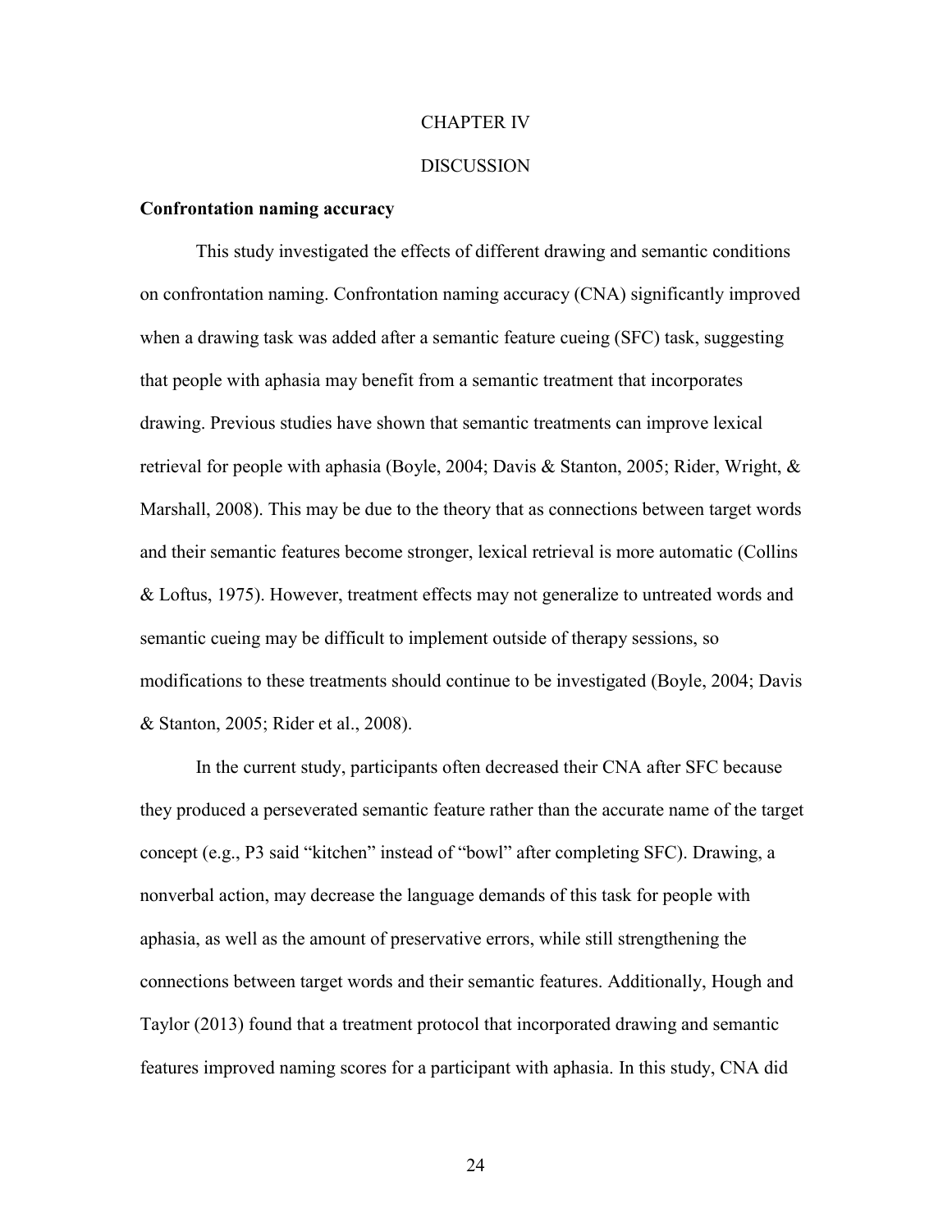# CHAPTER IV

# DISCUSSION

**Confrontation naming accuracy**

This study investigated the effects of different drawing and semantic conditions on confrontation naming. Confrontation naming accuracy (CNA) significantly improved when a drawing task was added after a semantic feature cueing (SFC) task, suggesting that people with aphasia may benefit from a semantic treatment that incorporates drawing. Previous studies have shown that semantic treatments can improve lexical retrieval for people with aphasia (Boyle, 2004; Davis & Stanton, 2005; Rider, Wright, & Marshall, 2008). This may be due to the theory that as connections between target words and their semantic features become stronger, lexical retrieval is more automatic (Collins & Loftus, 1975). However, treatment effects may not generalize to untreated words and semantic cueing may be difficult to implement outside of therapy sessions, so modifications to these treatments should continue to be investigated (Boyle, 2004; Davis & Stanton, 2005; Rider et al., 2008).

In the current study, participants often decreased their CNA after SFC because they produced a perseverated semantic feature rather than the accurate name of the target concept (e.g., P3 said "kitchen" instead of "bowl" after completing SFC). Drawing, a nonverbal action, may decrease the language demands of this task for people with aphasia, as well as the amount of preservative errors, while still strengthening the connections between target words and their semantic features. Additionally, Hough and Taylor (2013) found that a treatment protocol that incorporated drawing and semantic features improved naming scores for a participant with aphasia. In this study, CNA did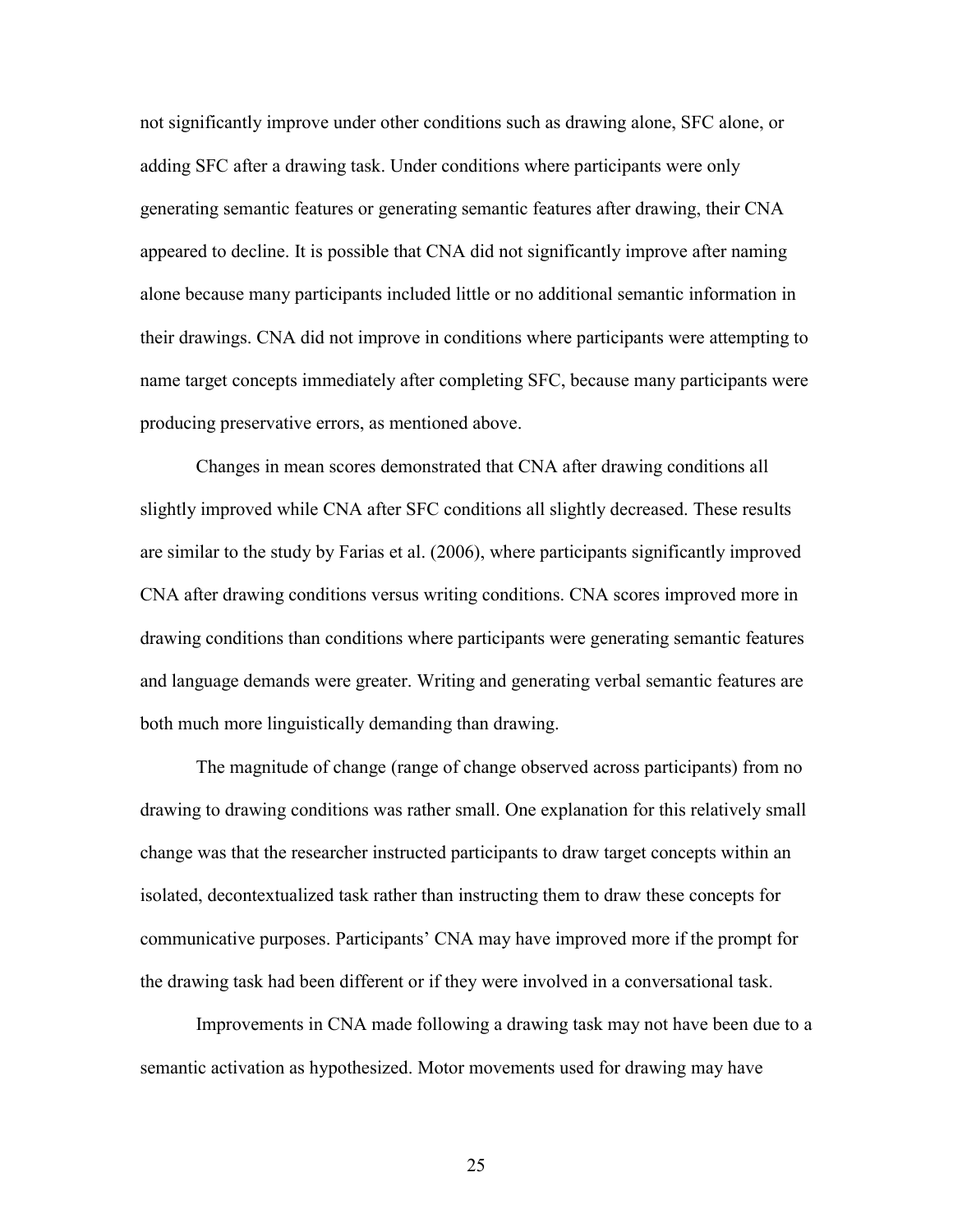not significantly improve under other conditions such as drawing alone, SFC alone, or adding SFC after a drawing task. Under conditions where participants were only generating semantic features or generating semantic features after drawing, their CNA appeared to decline. It is possible that CNA did not significantly improve after naming alone because many participants included little or no additional semantic information in their drawings. CNA did not improve in conditions where participants were attempting to name target concepts immediately after completing SFC, because many participants were producing preservative errors, as mentioned above.

Changes in mean scores demonstrated that CNA after drawing conditions all slightly improved while CNA after SFC conditions all slightly decreased. These results are similar to the study by Farias et al. (2006), where participants significantly improved CNA after drawing conditions versus writing conditions. CNA scores improved more in drawing conditions than conditions where participants were generating semantic features and language demands were greater. Writing and generating verbal semantic features are both much more linguistically demanding than drawing.

The magnitude of change (range of change observed across participants) from no drawing to drawing conditions was rather small. One explanation for this relatively small change was that the researcher instructed participants to draw target concepts within an isolated, decontextualized task rather than instructing them to draw these concepts for communicative purposes. Participants' CNA may have improved more if the prompt for the drawing task had been different or if they were involved in a conversational task.

Improvements in CNA made following a drawing task may not have been due to a semantic activation as hypothesized. Motor movements used for drawing may have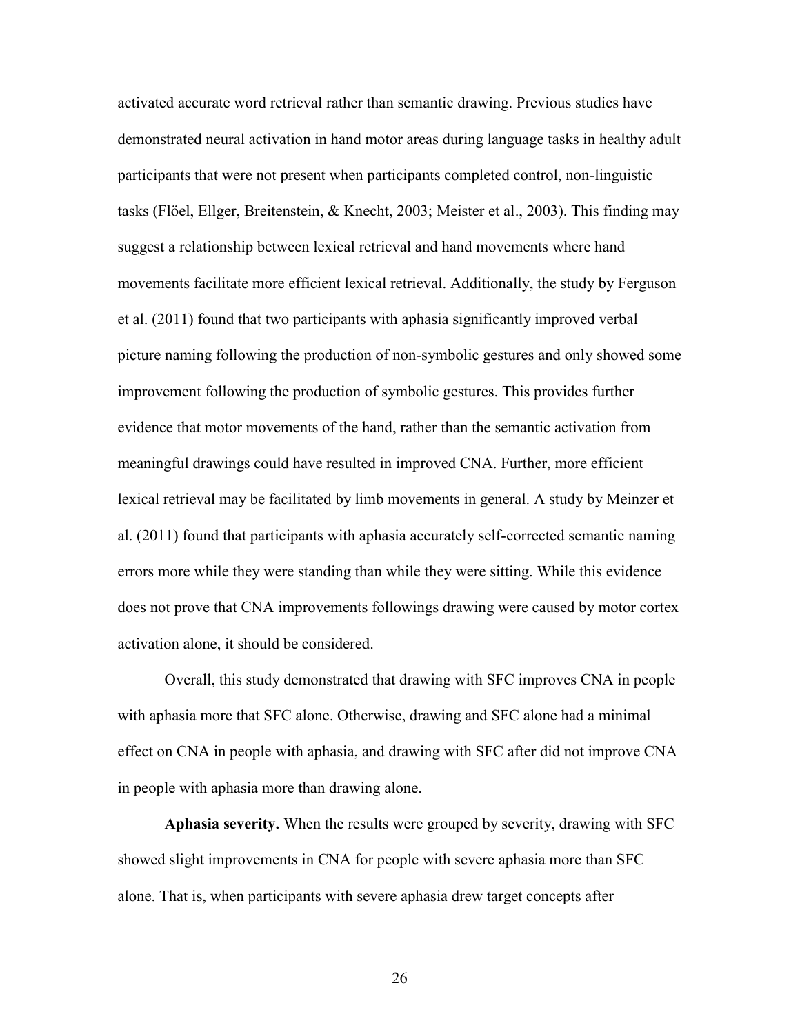activated accurate word retrieval rather than semantic drawing. Previous studies have demonstrated neural activation in hand motor areas during language tasks in healthy adult participants that were not present when participants completed control, non-linguistic tasks (Flöel, Ellger, Breitenstein, & Knecht, 2003; Meister et al., 2003). This finding may suggest a relationship between lexical retrieval and hand movements where hand movements facilitate more efficient lexical retrieval. Additionally, the study by Ferguson et al. (2011) found that two participants with aphasia significantly improved verbal picture naming following the production of non-symbolic gestures and only showed some improvement following the production of symbolic gestures. This provides further evidence that motor movements of the hand, rather than the semantic activation from meaningful drawings could have resulted in improved CNA. Further, more efficient lexical retrieval may be facilitated by limb movements in general. A study by Meinzer et al. (2011) found that participants with aphasia accurately self-corrected semantic naming errors more while they were standing than while they were sitting. While this evidence does not prove that CNA improvements followings drawing were caused by motor cortex activation alone, it should be considered.

Overall, this study demonstrated that drawing with SFC improves CNA in people with aphasia more that SFC alone. Otherwise, drawing and SFC alone had a minimal effect on CNA in people with aphasia, and drawing with SFC after did not improve CNA in people with aphasia more than drawing alone.

**Aphasia severity.** When the results were grouped by severity, drawing with SFC showed slight improvements in CNA for people with severe aphasia more than SFC alone. That is, when participants with severe aphasia drew target concepts after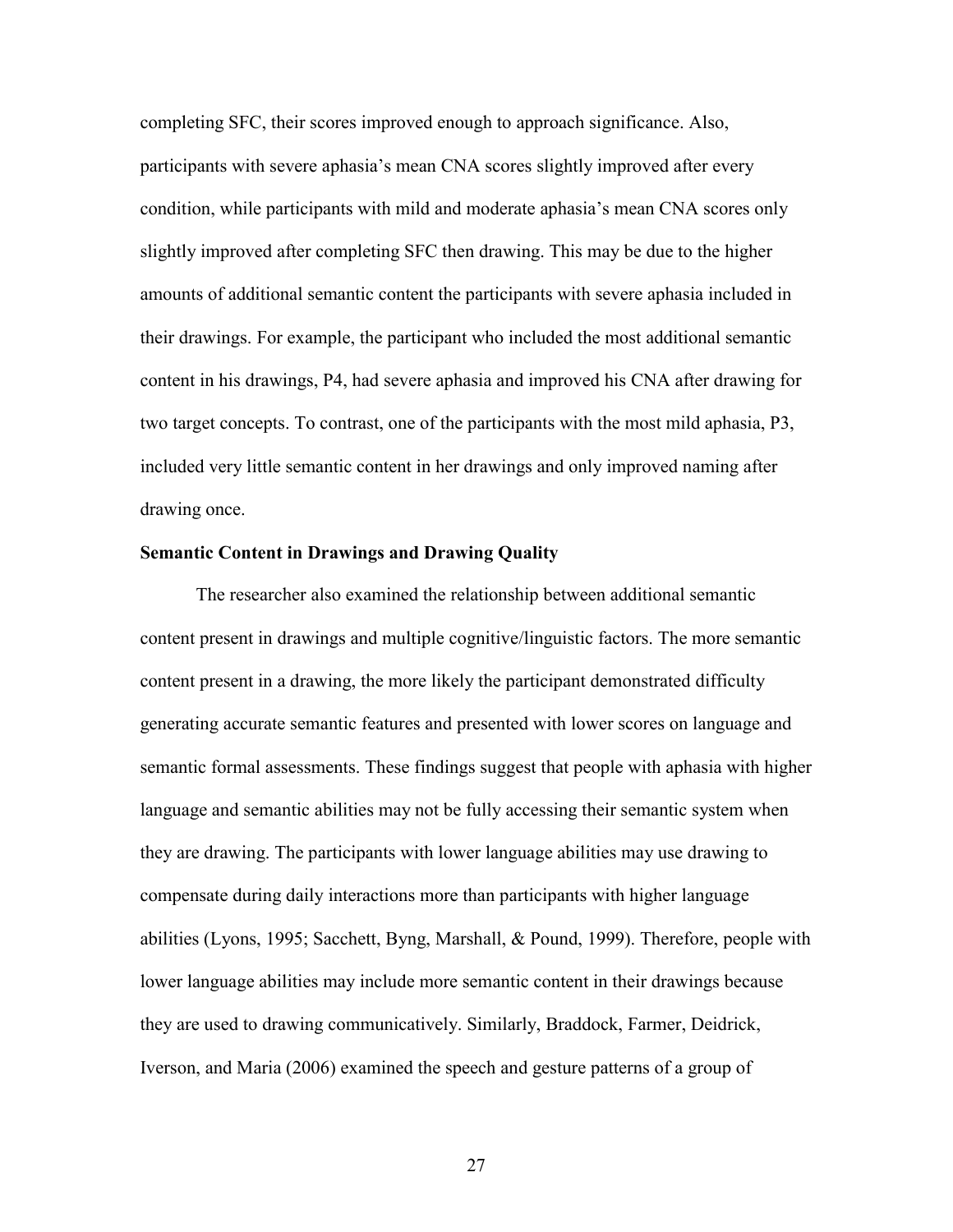completing SFC, their scores improved enough to approach significance. Also, participants with severe aphasia's mean CNA scores slightly improved after every condition, while participants with mild and moderate aphasia's mean CNA scores only slightly improved after completing SFC then drawing. This may be due to the higher amounts of additional semantic content the participants with severe aphasia included in their drawings. For example, the participant who included the most additional semantic content in his drawings, P4, had severe aphasia and improved his CNA after drawing for two target concepts. To contrast, one of the participants with the most mild aphasia, P3, included very little semantic content in her drawings and only improved naming after drawing once.

**Semantic Content in Drawings and Drawing Quality**

The researcher also examined the relationship between additional semantic content present in drawings and multiple cognitive/linguistic factors. The more semantic content present in a drawing, the more likely the participant demonstrated difficulty generating accurate semantic features and presented with lower scores on language and semantic formal assessments. These findings suggest that people with aphasia with higher language and semantic abilities may not be fully accessing their semantic system when they are drawing. The participants with lower language abilities may use drawing to compensate during daily interactions more than participants with higher language abilities (Lyons, 1995; Sacchett, Byng, Marshall, & Pound, 1999). Therefore, people with lower language abilities may include more semantic content in their drawings because they are used to drawing communicatively. Similarly, Braddock, Farmer, Deidrick, Iverson, and Maria (2006) examined the speech and gesture patterns of a group of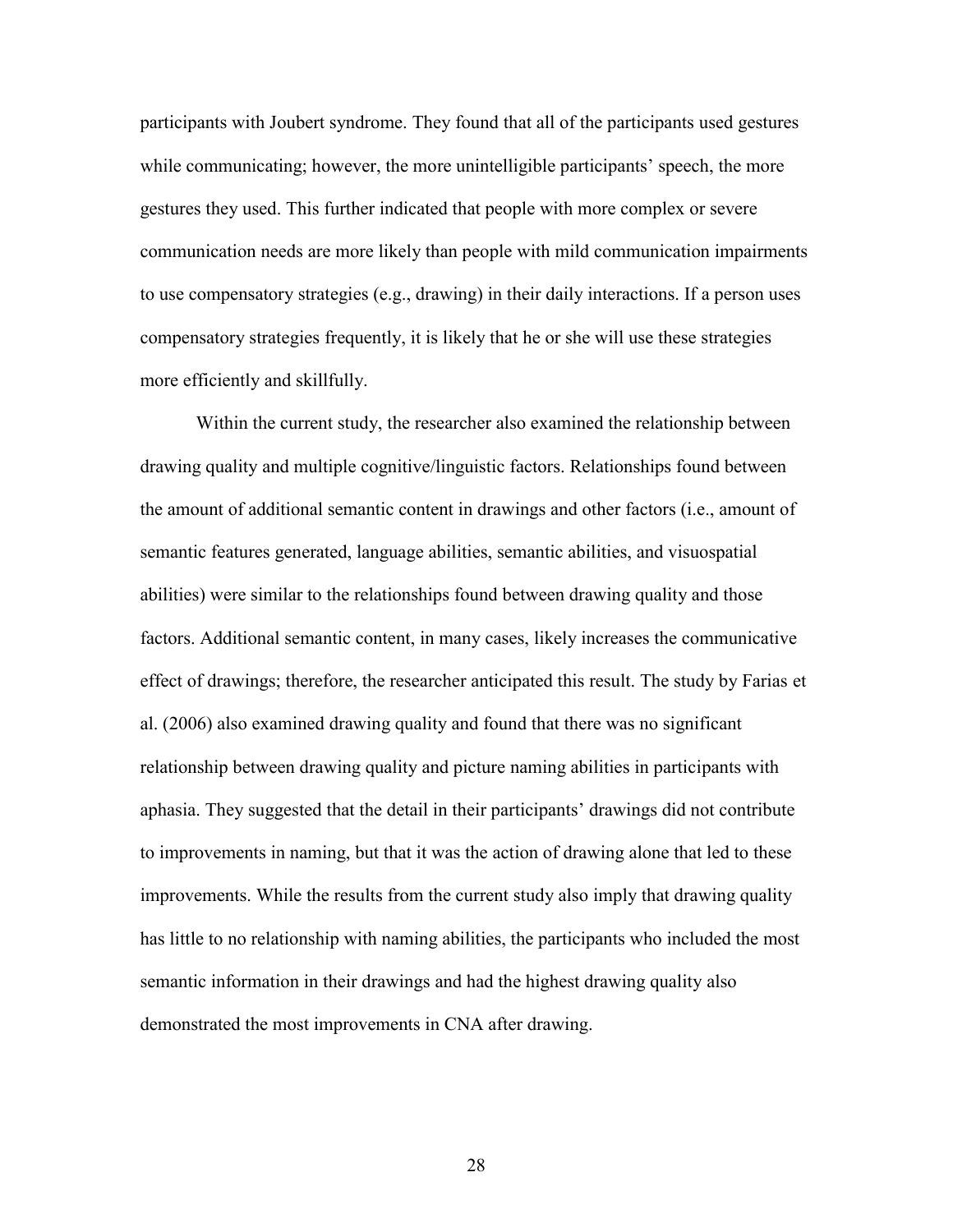participants with Joubert syndrome. They found that all of the participants used gestures while communicating; however, the more unintelligible participants' speech, the more gestures they used. This further indicated that people with more complex or severe communication needs are more likely than people with mild communication impairments to use compensatory strategies (e.g., drawing) in their daily interactions. If a person uses compensatory strategies frequently, it is likely that he or she will use these strategies more efficiently and skillfully.

Within the current study, the researcher also examined the relationship between drawing quality and multiple cognitive/linguistic factors. Relationships found between the amount of additional semantic content in drawings and other factors (i.e., amount of semantic features generated, language abilities, semantic abilities, and visuospatial abilities) were similar to the relationships found between drawing quality and those factors. Additional semantic content, in many cases, likely increases the communicative effect of drawings; therefore, the researcher anticipated this result. The study by Farias et al. (2006) also examined drawing quality and found that there was no significant relationship between drawing quality and picture naming abilities in participants with aphasia. They suggested that the detail in their participants' drawings did not contribute to improvements in naming, but that it was the action of drawing alone that led to these improvements. While the results from the current study also imply that drawing quality has little to no relationship with naming abilities, the participants who included the most semantic information in their drawings and had the highest drawing quality also demonstrated the most improvements in CNA after drawing.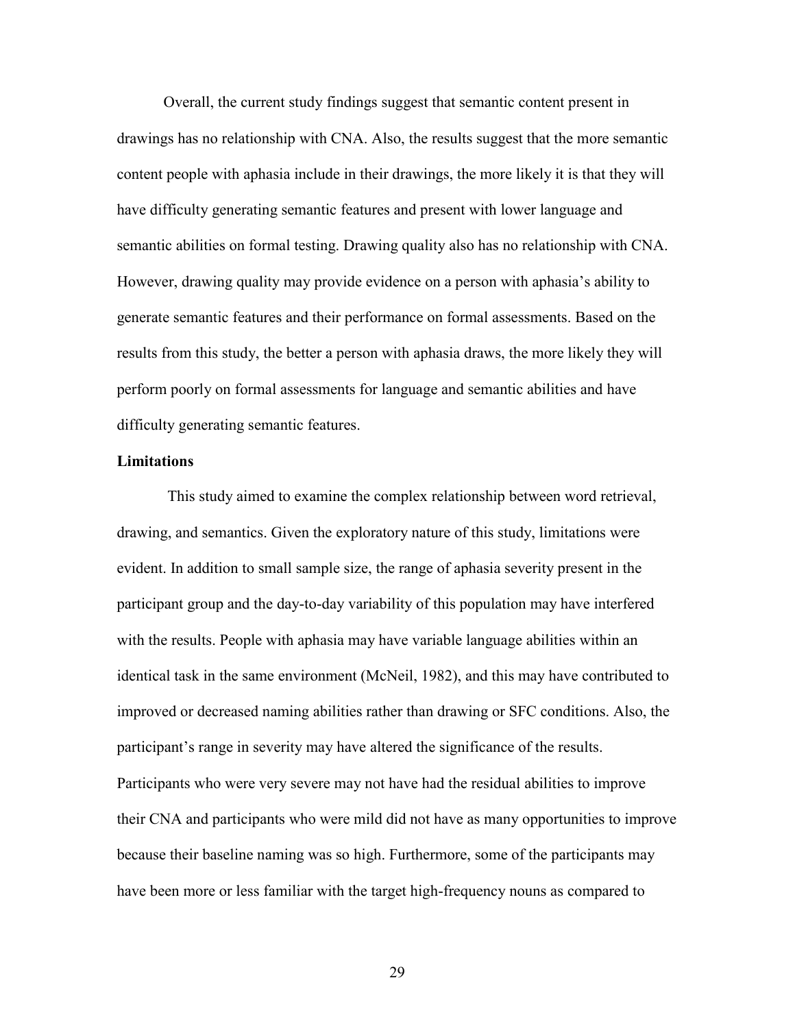Overall, the current study findings suggest that semantic content present in drawings has no relationship with CNA. Also, the results suggest that the more semantic content people with aphasia include in their drawings, the more likely it is that they will have difficulty generating semantic features and present with lower language and semantic abilities on formal testing. Drawing quality also has no relationship with CNA. However, drawing quality may provide evidence on a person with aphasia's ability to generate semantic features and their performance on formal assessments. Based on the results from this study, the better a person with aphasia draws, the more likely they will perform poorly on formal assessments for language and semantic abilities and have difficulty generating semantic features.

**Limitations**

This study aimed to examine the complex relationship between word retrieval, drawing, and semantics. Given the exploratory nature of this study, limitations were evident. In addition to small sample size, the range of aphasia severity present in the participant group and the day-to-day variability of this population may have interfered with the results. People with aphasia may have variable language abilities within an identical task in the same environment (McNeil, 1982), and this may have contributed to improved or decreased naming abilities rather than drawing or SFC conditions. Also, the participant's range in severity may have altered the significance of the results. Participants who were very severe may not have had the residual abilities to improve their CNA and participants who were mild did not have as many opportunities to improve because their baseline naming was so high. Furthermore, some of the participants may have been more or less familiar with the target high-frequency nouns as compared to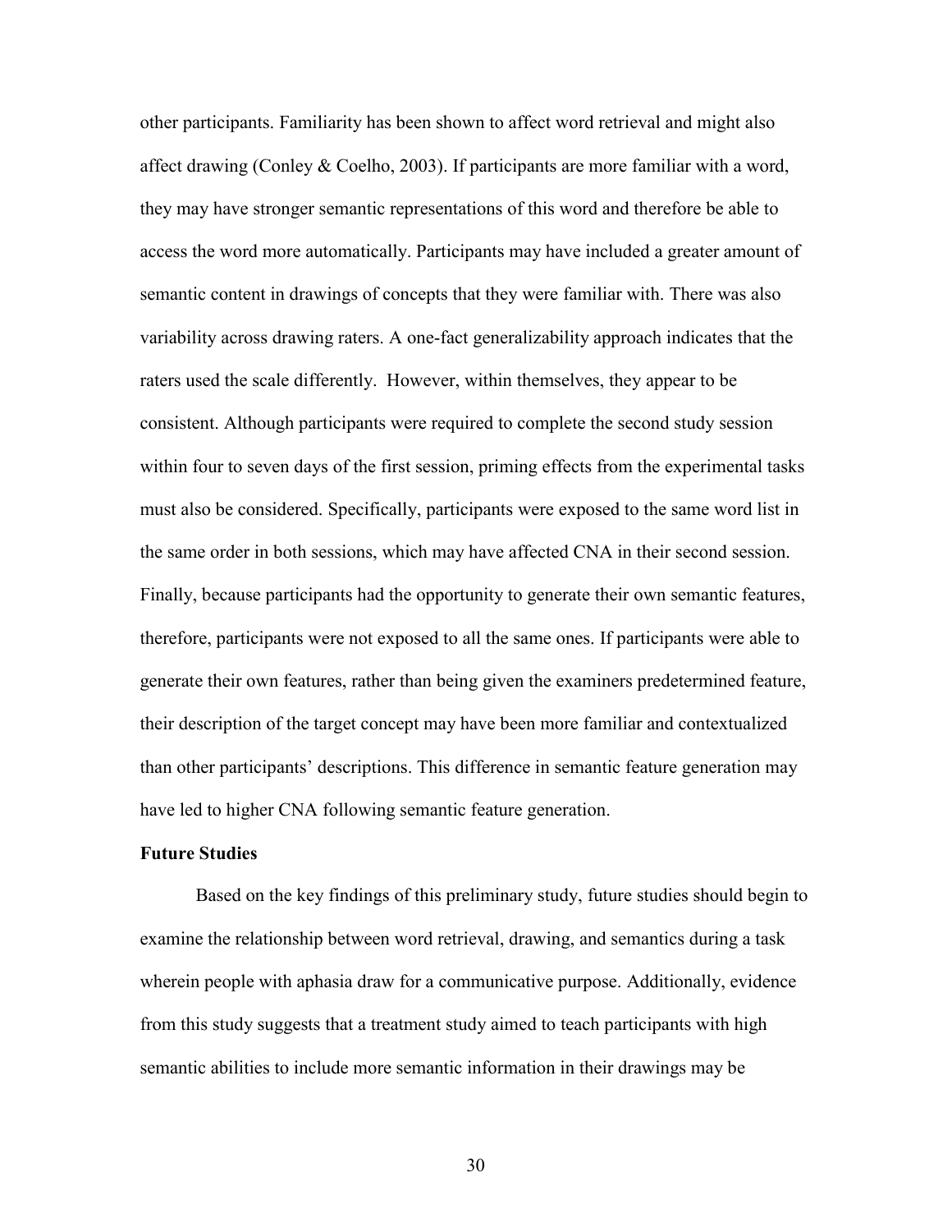other participants. Familiarity has been shown to affect word retrieval and might also affect drawing (Conley & Coelho, 2003). If participants are more familiar with a word, they may have stronger semantic representations of this word and therefore be able to access the word more automatically. Participants may have included a greater amount of semantic content in drawings of concepts that they were familiar with. There was also variability across drawing raters. A one-fact generalizability approach indicates that the raters used the scale differently. However, within themselves, they appear to be consistent. Although participants were required to complete the second study session within four to seven days of the first session, priming effects from the experimental tasks must also be considered. Specifically, participants were exposed to the same word list in the same order in both sessions, which may have affected CNA in their second session. Finally, because participants had the opportunity to generate their own semantic features, therefore, participants were not exposed to all the same ones. If participants were able to generate their own features, rather than being given the examiners predetermined feature, their description of the target concept may have been more familiar and contextualized than other participants' descriptions. This difference in semantic feature generation may have led to higher CNA following semantic feature generation.

**Future Studies**

Based on the key findings of this preliminary study, future studies should begin to examine the relationship between word retrieval, drawing, and semantics during a task wherein people with aphasia draw for a communicative purpose. Additionally, evidence from this study suggests that a treatment study aimed to teach participants with high semantic abilities to include more semantic information in their drawings may be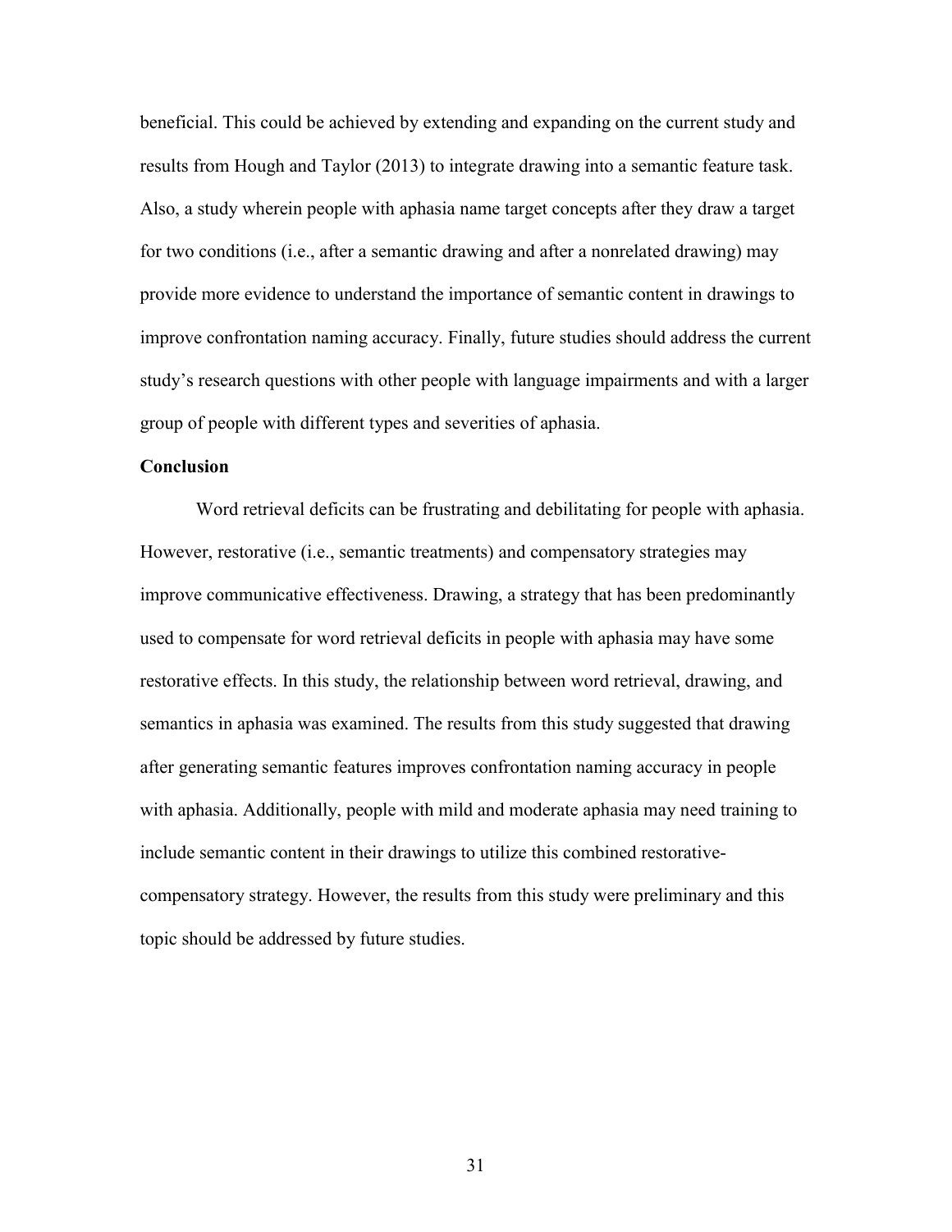beneficial. This could be achieved by extending and expanding on the current study and results from Hough and Taylor (2013) to integrate drawing into a semantic feature task. Also, a study wherein people with aphasia name target concepts after they draw a target for two conditions (i.e., after a semantic drawing and after a nonrelated drawing) may provide more evidence to understand the importance of semantic content in drawings to improve confrontation naming accuracy. Finally, future studies should address the current study's research questions with other people with language impairments and with a larger group of people with different types and severities of aphasia.

## Conclusion

Word retrieval deficits can be frustrating and debilitating for people with aphasia. However, restorative (i.e., semantic treatments) and compensatory strategies may improve communicative effectiveness. Drawing, a strategy that has been predominantly used to compensate for word retrieval deficits in people with aphasia may have some restorative effects. In this study, the relationship between word retrieval, drawing, and semantics in aphasia was examined. The results from this study suggested that drawing after generating semantic features improves confrontation naming accuracy in people with aphasia. Additionally, people with mild and moderate aphasia may need training to include semantic content in their drawings to utilize this combined restorative-compensatory strategy. However, the results from this study were preliminary and this topic should be addressed by future studies.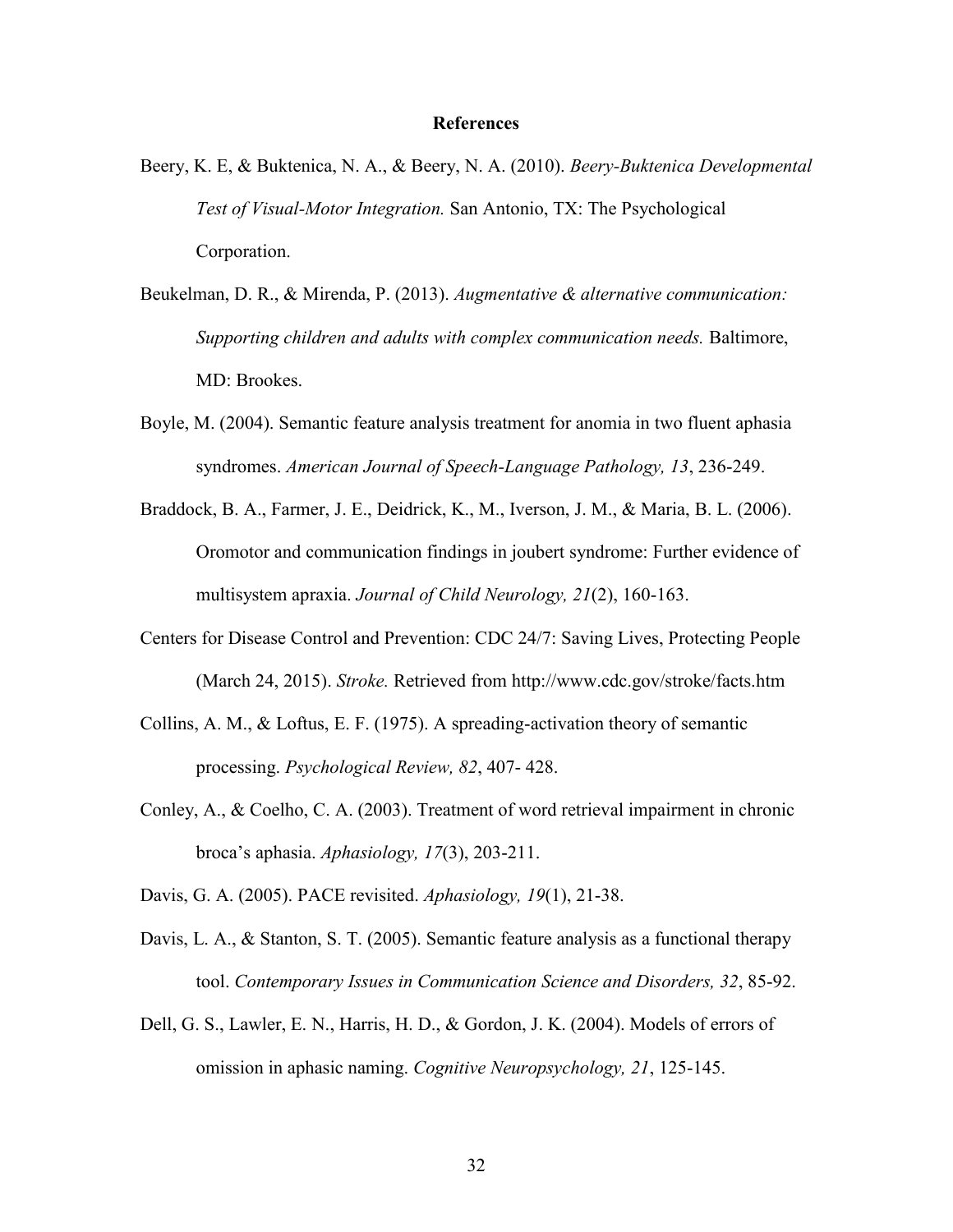# References

Beery, K. E, & Buktenica, N. A., & Beery, N. A. (2010). *Beery-Buktenica Developmental Test of Visual-Motor Integration.* San Antonio, TX: The Psychological Corporation.

Beukelman, D. R., & Mirenda, P. (2013). *Augmentative & alternative communication: Supporting children and adults with complex communication needs.* Baltimore, MD: Brookes.

Boyle, M. (2004). Semantic feature analysis treatment for anomia in two fluent aphasia syndromes. *American Journal of Speech-Language Pathology, 13*, 236-249.

Braddock, B. A., Farmer, J. E., Deidrick, K., M., Iverson, J. M., & Maria, B. L. (2006). Oromotor and communication findings in joubert syndrome: Further evidence of multisystem apraxia. *Journal of Child Neurology, 21*(2), 160-163.

Centers for Disease Control and Prevention: CDC 24/7: Saving Lives, Protecting People (March 24, 2015). *Stroke.* Retrieved from http://www.cdc.gov/stroke/facts.htm

Collins, A. M., & Loftus, E. F. (1975). A spreading-activation theory of semantic processing. *Psychological Review, 82*, 407- 428.

Conley, A., & Coelho, C. A. (2003). Treatment of word retrieval impairment in chronic broca's aphasia. *Aphasiology, 17*(3), 203-211.

Davis, G. A. (2005). PACE revisited. *Aphasiology, 19*(1), 21-38.

Davis, L. A., & Stanton, S. T. (2005). Semantic feature analysis as a functional therapy tool. *Contemporary Issues in Communication Science and Disorders, 32*, 85-92.

Dell, G. S., Lawler, E. N., Harris, H. D., & Gordon, J. K. (2004). Models of errors of omission in aphasic naming. *Cognitive Neuropsychology, 21*, 125-145.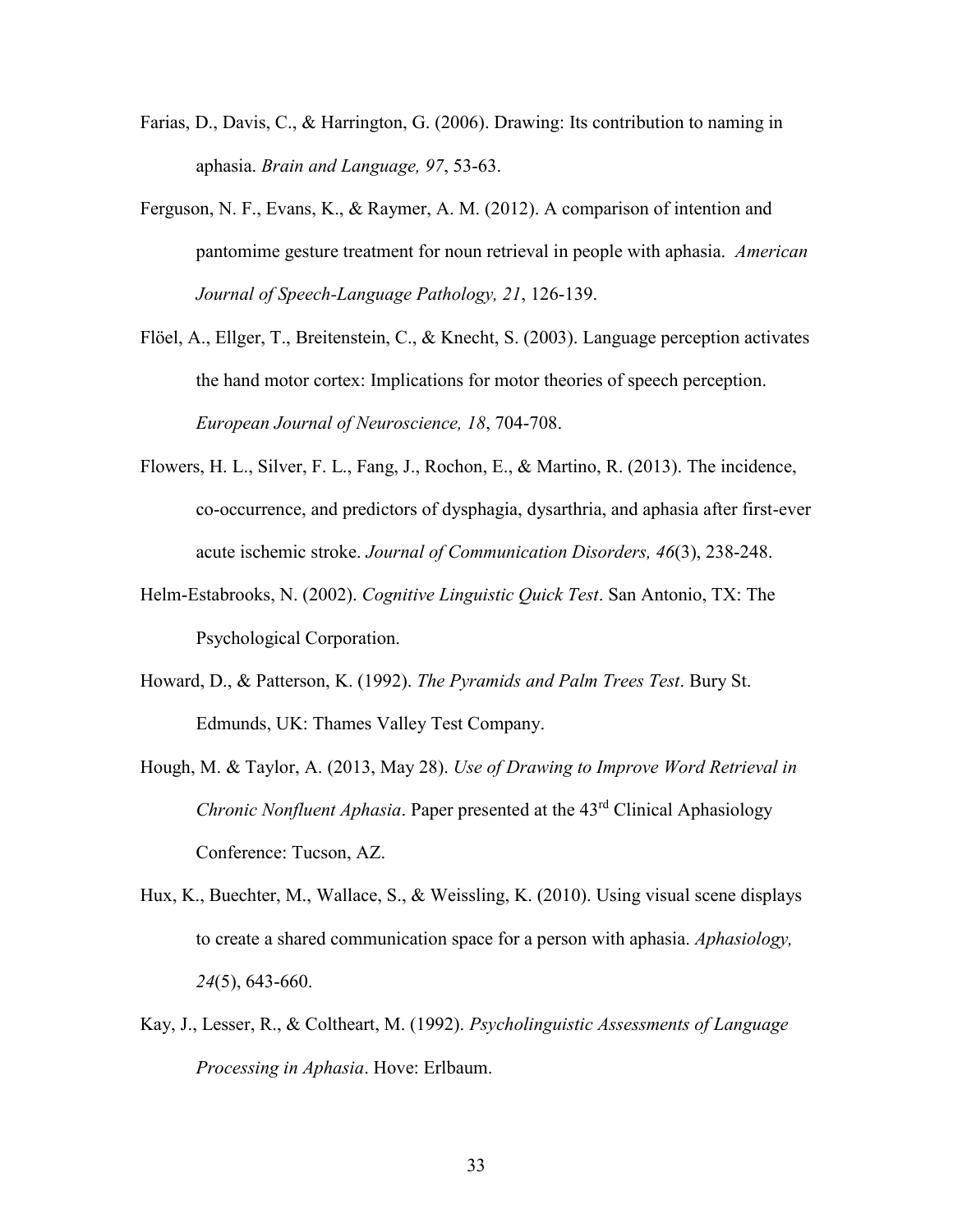Farias, D., Davis, C., & Harrington, G. (2006). Drawing: Its contribution to naming in aphasia. *Brain and Language, 97*, 53-63.

Ferguson, N. F., Evans, K., & Raymer, A. M. (2012). A comparison of intention and pantomime gesture treatment for noun retrieval in people with aphasia. *American Journal of Speech-Language Pathology, 21*, 126-139.

Flöel, A., Ellger, T., Breitenstein, C., & Knecht, S. (2003). Language perception activates the hand motor cortex: Implications for motor theories of speech perception. *European Journal of Neuroscience, 18*, 704-708.

Flowers, H. L., Silver, F. L., Fang, J., Rochon, E., & Martino, R. (2013). The incidence, co-occurrence, and predictors of dysphagia, dysarthria, and aphasia after first-ever acute ischemic stroke. *Journal of Communication Disorders, 46*(3), 238-248.

Helm-Estabrooks, N. (2002). *Cognitive Linguistic Quick Test*. San Antonio, TX: The Psychological Corporation.

Howard, D., & Patterson, K. (1992). *The Pyramids and Palm Trees Test*. Bury St. Edmunds, UK: Thames Valley Test Company.

Hough, M. & Taylor, A. (2013, May 28). *Use of Drawing to Improve Word Retrieval in Chronic Nonfluent Aphasia*. Paper presented at the 43rd Clinical Aphasiology Conference: Tucson, AZ.

Hux, K., Buechter, M., Wallace, S., & Weissling, K. (2010). Using visual scene displays to create a shared communication space for a person with aphasia. *Aphasiology, 24*(5), 643-660.

Kay, J., Lesser, R., & Coltheart, M. (1992). *Psycholinguistic Assessments of Language Processing in Aphasia*. Hove: Erlbaum.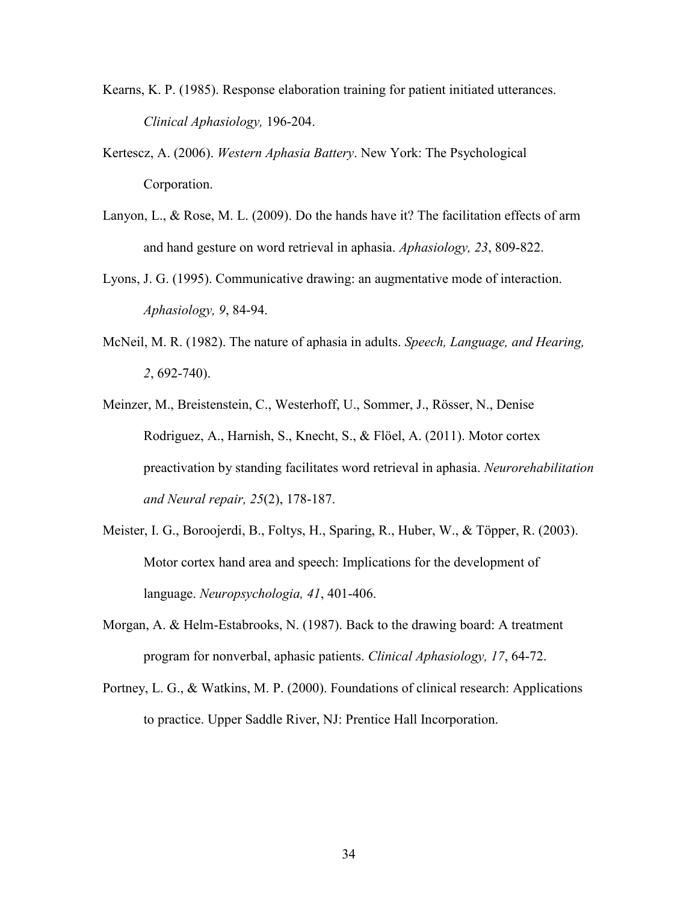Kearns, K. P. (1985). Response elaboration training for patient initiated utterances. *Clinical Aphasiology,* 196-204.

Kertescz, A. (2006). *Western Aphasia Battery*. New York: The Psychological Corporation.

Lanyon, L., & Rose, M. L. (2009). Do the hands have it? The facilitation effects of arm and hand gesture on word retrieval in aphasia. *Aphasiology, 23*, 809-822.

Lyons, J. G. (1995). Communicative drawing: an augmentative mode of interaction. *Aphasiology, 9*, 84-94.

McNeil, M. R. (1982). The nature of aphasia in adults. *Speech, Language, and Hearing, 2*, 692-740).

Meinzer, M., Breistenstein, C., Westerhoff, U., Sommer, J., Rösser, N., Denise Rodriguez, A., Harnish, S., Knecht, S., & Flöel, A. (2011). Motor cortex preactivation by standing facilitates word retrieval in aphasia. *Neurorehabilitation and Neural repair, 25*(2), 178-187.

Meister, I. G., Boroojerdi, B., Foltys, H., Sparing, R., Huber, W., & Töpper, R. (2003). Motor cortex hand area and speech: Implications for the development of language. *Neuropsychologia, 41*, 401-406.

Morgan, A. & Helm-Estabrooks, N. (1987). Back to the drawing board: A treatment program for nonverbal, aphasic patients. *Clinical Aphasiology, 17*, 64-72.

Portney, L. G., & Watkins, M. P. (2000). Foundations of clinical research: Applications to practice. Upper Saddle River, NJ: Prentice Hall Incorporation.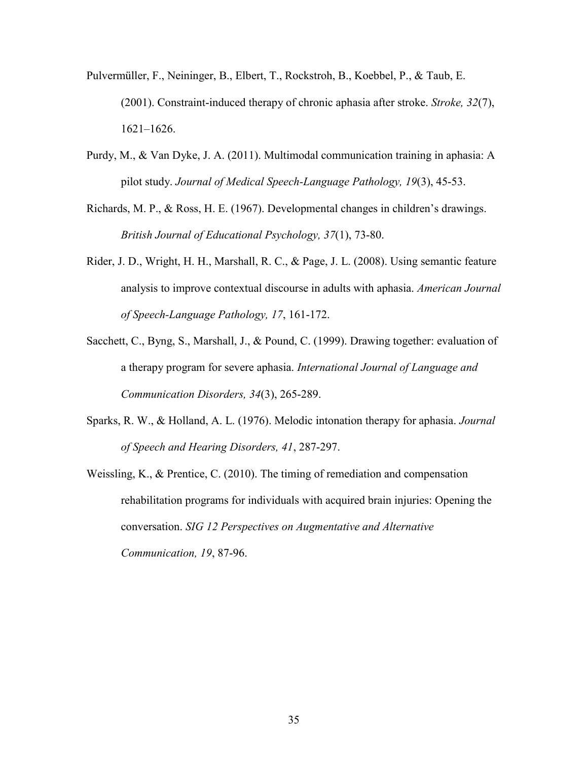Pulvermüller, F., Neininger, B., Elbert, T., Rockstroh, B., Koebbel, P., & Taub, E. (2001). Constraint-induced therapy of chronic aphasia after stroke. *Stroke, 32*(7), 1621–1626.

Purdy, M., & Van Dyke, J. A. (2011). Multimodal communication training in aphasia: A pilot study. *Journal of Medical Speech-Language Pathology, 19*(3), 45-53.

Richards, M. P., & Ross, H. E. (1967). Developmental changes in children's drawings. *British Journal of Educational Psychology, 37*(1), 73-80.

Rider, J. D., Wright, H. H., Marshall, R. C., & Page, J. L. (2008). Using semantic feature analysis to improve contextual discourse in adults with aphasia. *American Journal of Speech-Language Pathology, 17*, 161-172.

Sacchett, C., Byng, S., Marshall, J., & Pound, C. (1999). Drawing together: evaluation of a therapy program for severe aphasia. *International Journal of Language and Communication Disorders, 34*(3), 265-289.

Sparks, R. W., & Holland, A. L. (1976). Melodic intonation therapy for aphasia. *Journal of Speech and Hearing Disorders, 41*, 287-297.

Weissling, K., & Prentice, C. (2010). The timing of remediation and compensation rehabilitation programs for individuals with acquired brain injuries: Opening the conversation. *SIG 12 Perspectives on Augmentative and Alternative Communication, 19*, 87-96.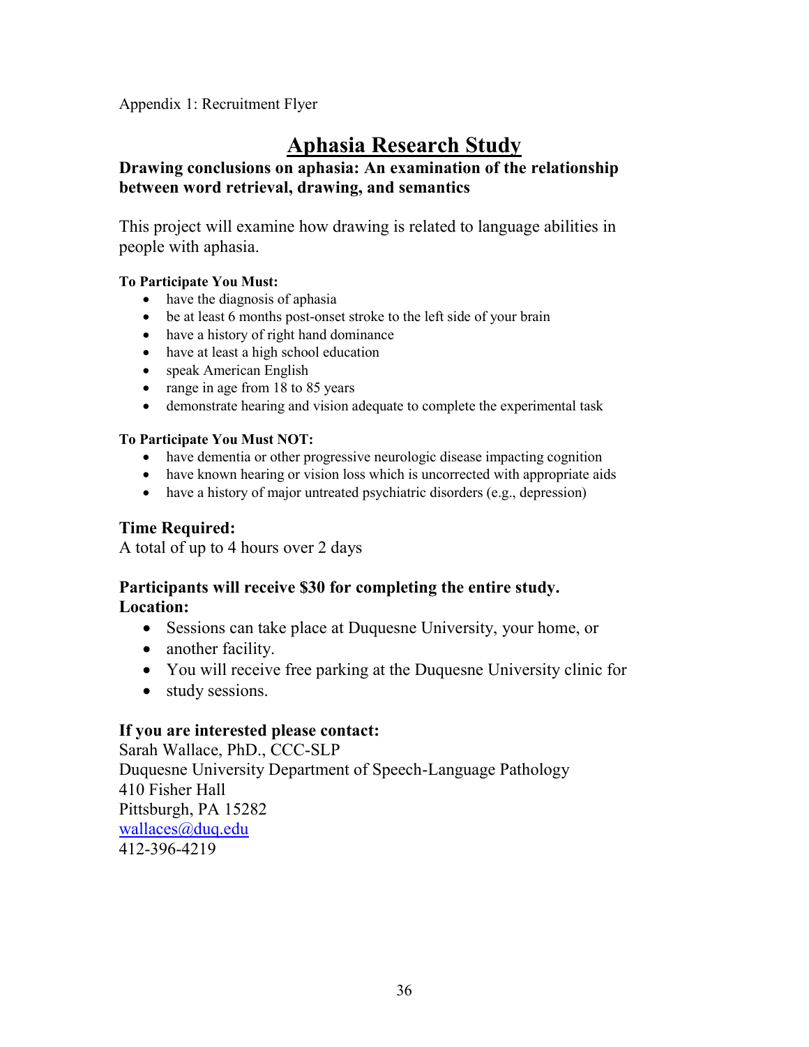Appendix 1: Recruitment Flyer

# Aphasia Research Study

**Drawing conclusions on aphasia: An examination of the relationship between word retrieval, drawing, and semantics**

This project will examine how drawing is related to language abilities in people with aphasia.

**To Participate You Must:**

- have the diagnosis of aphasia
- be at least 6 months post-onset stroke to the left side of your brain
- have a history of right hand dominance
- have at least a high school education
- speak American English
- range in age from 18 to 85 years
- demonstrate hearing and vision adequate to complete the experimental task

**To Participate You Must NOT:**

- have dementia or other progressive neurologic disease impacting cognition
- have known hearing or vision loss which is uncorrected with appropriate aids
- have a history of major untreated psychiatric disorders (e.g., depression)

**Time Required:**

A total of up to 4 hours over 2 days

**Participants will receive $30 for completing the entire study.**

**Location:**

- Sessions can take place at Duquesne University, your home, or
- another facility.
- You will receive free parking at the Duquesne University clinic for
- study sessions.

**If you are interested please contact:**

Sarah Wallace, PhD., CCC-SLP
Duquesne University Department of Speech-Language Pathology
410 Fisher Hall
Pittsburgh, PA 15282
wallaces@duq.edu
412-396-4219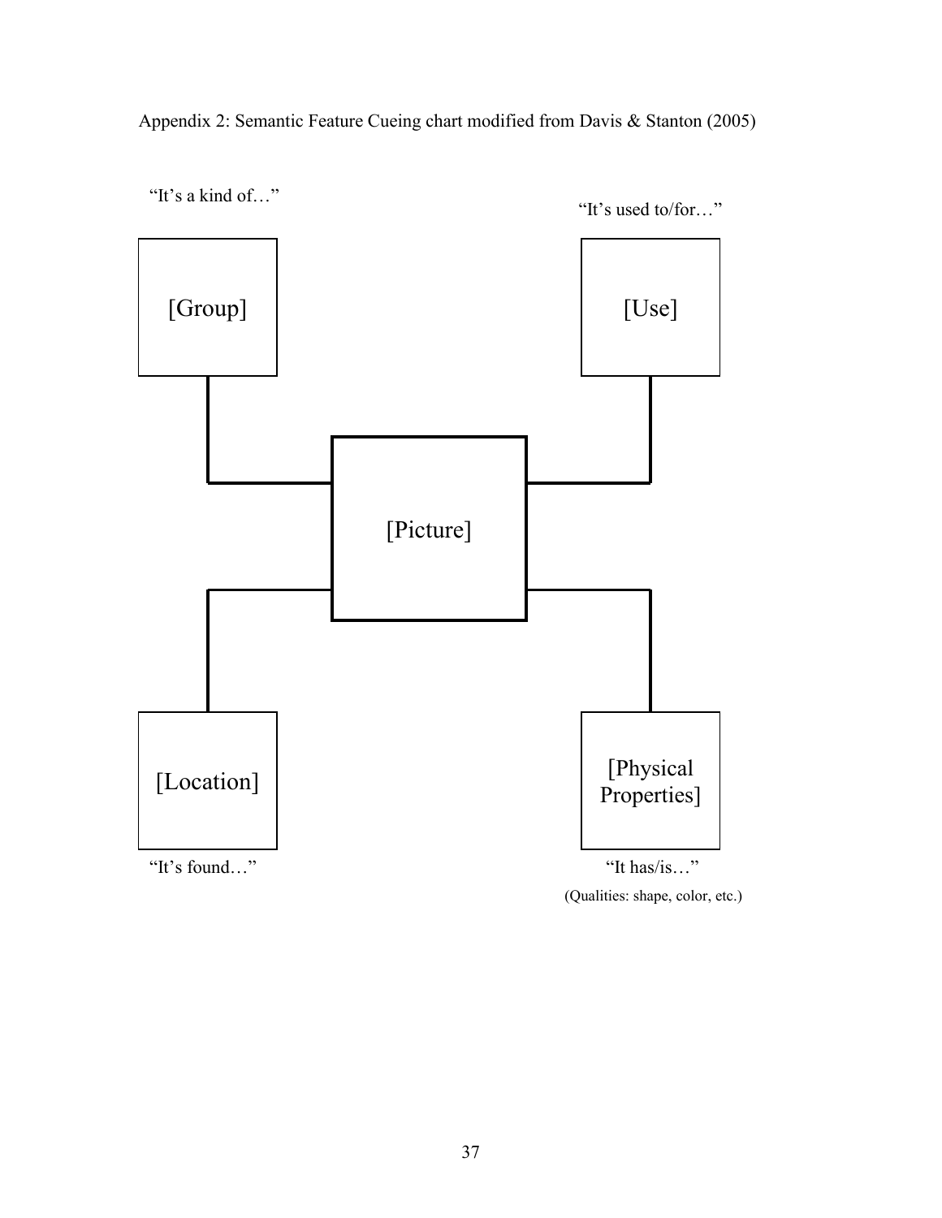Appendix 2: Semantic Feature Cueing chart modified from Davis & Stanton (2005)

"It's a kind of…"

[Group]

"It's used to/for…"

[Use]

[Picture]

[Location]

"It's found…"

[Physical Properties]

"It has/is…"

(Qualities: shape, color, etc.)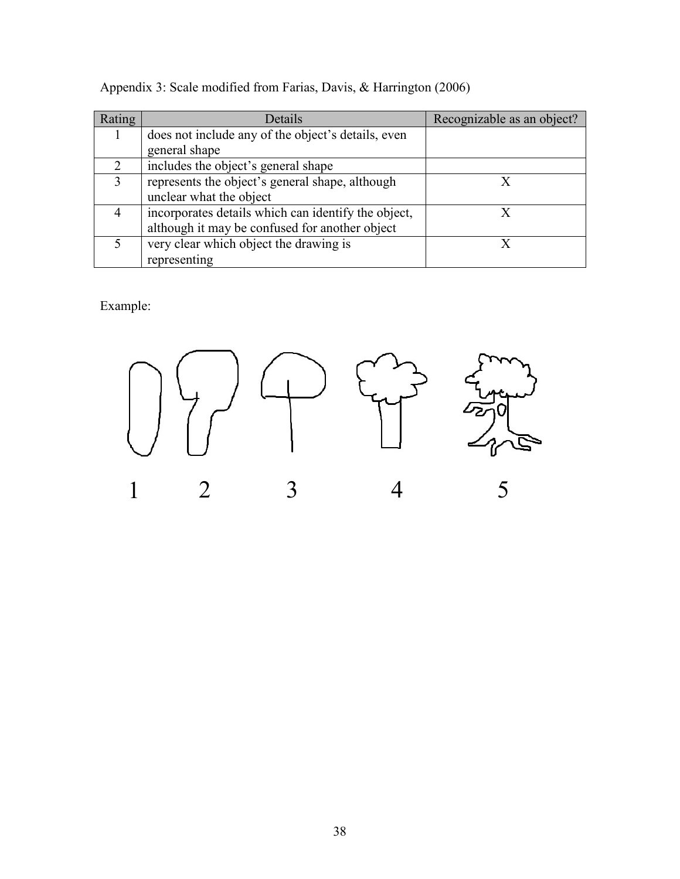Appendix 3: Scale modified from Farias, Davis, & Harrington (2006)

| Rating | Details | Recognizable as an object? |
|---|---|---|
| 1 | does not include any of the object's details, even general shape | |
| 2 | includes the object's general shape | |
| 3 | represents the object's general shape, although unclear what the object | X |
| 4 | incorporates details which can identify the object, although it may be confused for another object | X |
| 5 | very clear which object the drawing is representing | X |

Example:

1 2 3 4 5